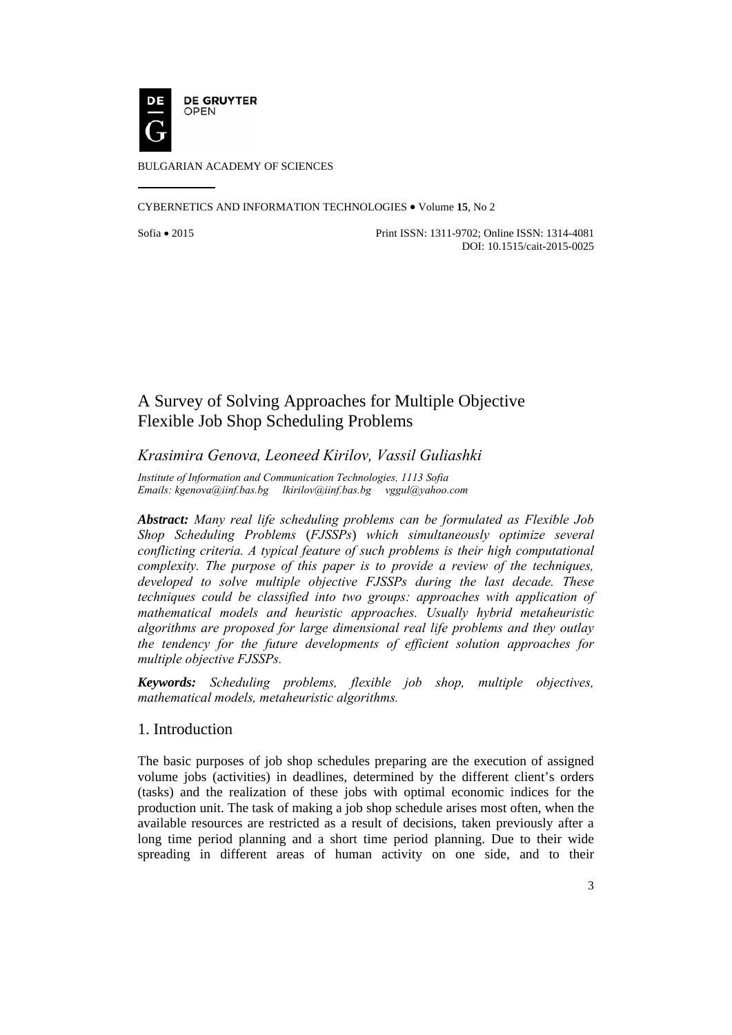BULGARIAN ACADEMY OF SCIENCES

CYBERNETICS AND INFORMATION TECHNOLOGIES • Volume **15**, No 2

Sofia • 2015 Print ISSN: 1311-9702; Online ISSN: 1314-4081
DOI: 10.1515/cait-2015-0025

# A Survey of Solving Approaches for Multiple Objective Flexible Job Shop Scheduling Problems

*Krasimira Genova, Leoneed Kirilov, Vassil Guliashki*

*Institute of Information and Communication Technologies, 1113 Sofia*
*Emails: kgenova@iinf.bas.bg lkirilov@iinf.bas.bg vggul@yahoo.com*

***Abstract:*** *Many real life scheduling problems can be formulated as Flexible Job Shop Scheduling Problems (FJSSPs) which simultaneously optimize several conflicting criteria. A typical feature of such problems is their high computational complexity. The purpose of this paper is to provide a review of the techniques, developed to solve multiple objective FJSSPs during the last decade. These techniques could be classified into two groups: approaches with application of mathematical models and heuristic approaches. Usually hybrid metaheuristic algorithms are proposed for large dimensional real life problems and they outlay the tendency for the future developments of efficient solution approaches for multiple objective FJSSPs.*

***Keywords:*** *Scheduling problems, flexible job shop, multiple objectives, mathematical models, metaheuristic algorithms.*

## 1. Introduction

The basic purposes of job shop schedules preparing are the execution of assigned volume jobs (activities) in deadlines, determined by the different client's orders (tasks) and the realization of these jobs with optimal economic indices for the production unit. The task of making a job shop schedule arises most often, when the available resources are restricted as a result of decisions, taken previously after a long time period planning and a short time period planning. Due to their wide spreading in different areas of human activity on one side, and to their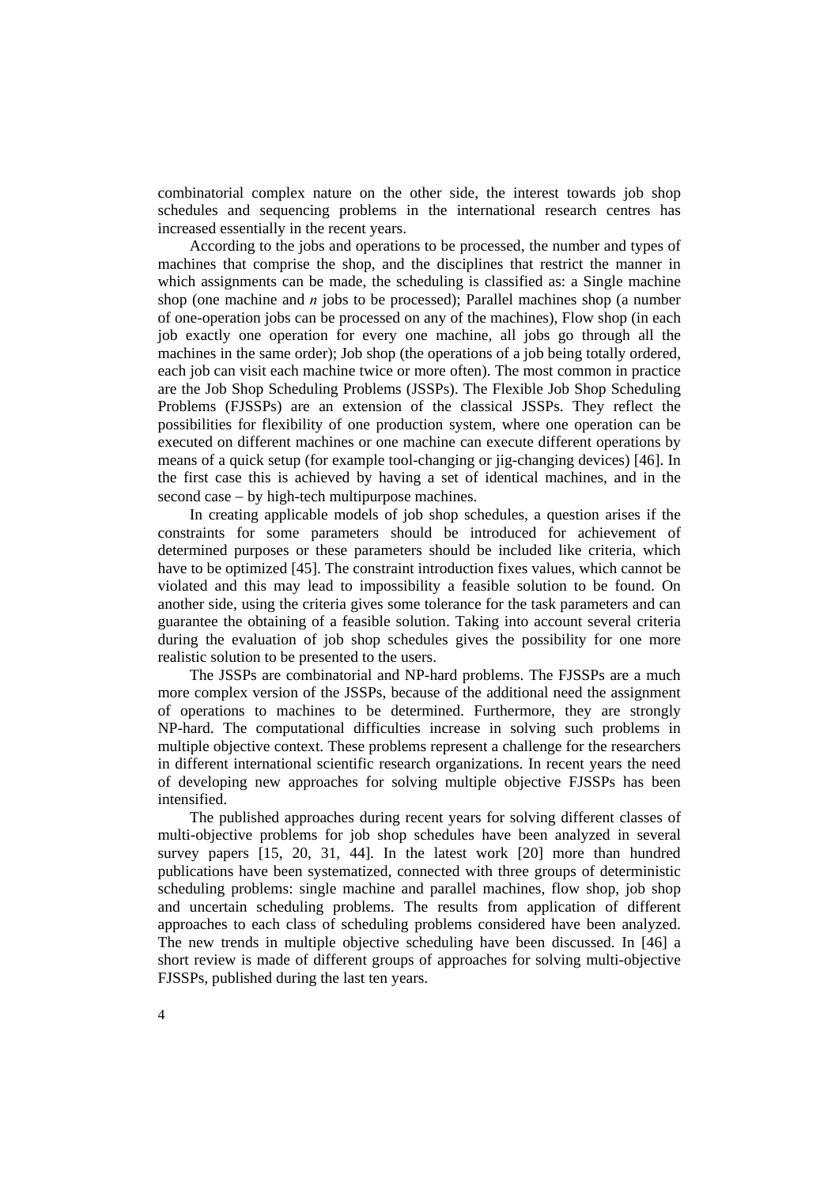combinatorial complex nature on the other side, the interest towards job shop schedules and sequencing problems in the international research centres has increased essentially in the recent years.

According to the jobs and operations to be processed, the number and types of machines that comprise the shop, and the disciplines that restrict the manner in which assignments can be made, the scheduling is classified as: a Single machine shop (one machine and *n* jobs to be processed); Parallel machines shop (a number of one-operation jobs can be processed on any of the machines), Flow shop (in each job exactly one operation for every one machine, all jobs go through all the machines in the same order); Job shop (the operations of a job being totally ordered, each job can visit each machine twice or more often). The most common in practice are the Job Shop Scheduling Problems (JSSPs). The Flexible Job Shop Scheduling Problems (FJSSPs) are an extension of the classical JSSPs. They reflect the possibilities for flexibility of one production system, where one operation can be executed on different machines or one machine can execute different operations by means of a quick setup (for example tool-changing or jig-changing devices) [46]. In the first case this is achieved by having a set of identical machines, and in the second case – by high-tech multipurpose machines.

In creating applicable models of job shop schedules, a question arises if the constraints for some parameters should be introduced for achievement of determined purposes or these parameters should be included like criteria, which have to be optimized [45]. The constraint introduction fixes values, which cannot be violated and this may lead to impossibility a feasible solution to be found. On another side, using the criteria gives some tolerance for the task parameters and can guarantee the obtaining of a feasible solution. Taking into account several criteria during the evaluation of job shop schedules gives the possibility for one more realistic solution to be presented to the users.

The JSSPs are combinatorial and NP-hard problems. The FJSSPs are a much more complex version of the JSSPs, because of the additional need the assignment of operations to machines to be determined. Furthermore, they are strongly NP-hard. The computational difficulties increase in solving such problems in multiple objective context. These problems represent a challenge for the researchers in different international scientific research organizations. In recent years the need of developing new approaches for solving multiple objective FJSSPs has been intensified.

The published approaches during recent years for solving different classes of multi-objective problems for job shop schedules have been analyzed in several survey papers [15, 20, 31, 44]. In the latest work [20] more than hundred publications have been systematized, connected with three groups of deterministic scheduling problems: single machine and parallel machines, flow shop, job shop and uncertain scheduling problems. The results from application of different approaches to each class of scheduling problems considered have been analyzed. The new trends in multiple objective scheduling have been discussed. In [46] a short review is made of different groups of approaches for solving multi-objective FJSSPs, published during the last ten years.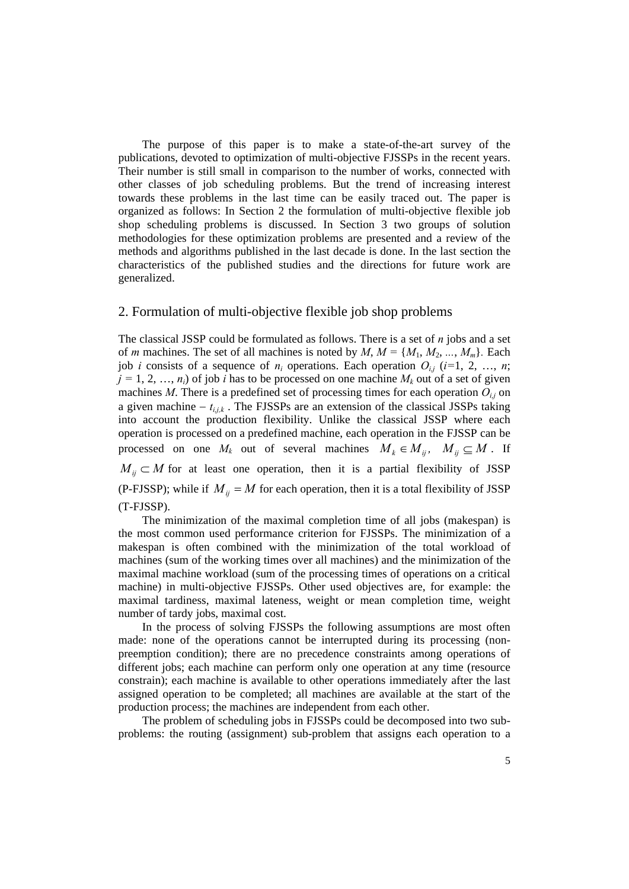The purpose of this paper is to make a state-of-the-art survey of the publications, devoted to optimization of multi-objective FJSSPs in the recent years. Their number is still small in comparison to the number of works, connected with other classes of job scheduling problems. But the trend of increasing interest towards these problems in the last time can be easily traced out. The paper is organized as follows: In Section 2 the formulation of multi-objective flexible job shop scheduling problems is discussed. In Section 3 two groups of solution methodologies for these optimization problems are presented and a review of the methods and algorithms published in the last decade is done. In the last section the characteristics of the published studies and the directions for future work are generalized.

## 2. Formulation of multi-objective flexible job shop problems

The classical JSSP could be formulated as follows. There is a set of $n$ jobs and a set of $m$ machines. The set of all machines is noted by $M$, $M = \{M_1, M_2, ..., M_m\}$. Each job $i$ consists of a sequence of $n_i$ operations. Each operation $O_{i,j}$ ($i$=1, 2, …, $n$; $j$ = 1, 2, …, $n_i$) of job $i$ has to be processed on one machine $M_k$ out of a set of given machines $M$. There is a predefined set of processing times for each operation $O_{i,j}$ on a given machine – $t_{i,j,k}$ . The FJSSPs are an extension of the classical JSSPs taking into account the production flexibility. Unlike the classical JSSP where each operation is processed on a predefined machine, each operation in the FJSSP can be processed on one $M_k$ out of several machines $M_k \in M_{ij}$, $M_{ij} \subseteq M$ . If $M_{ij} \subset M$ for at least one operation, then it is a partial flexibility of JSSP (P-FJSSP); while if $M_{ij} = M$ for each operation, then it is a total flexibility of JSSP (T-FJSSP).

The minimization of the maximal completion time of all jobs (makespan) is the most common used performance criterion for FJSSPs. The minimization of a makespan is often combined with the minimization of the total workload of machines (sum of the working times over all machines) and the minimization of the maximal machine workload (sum of the processing times of operations on a critical machine) in multi-objective FJSSPs. Other used objectives are, for example: the maximal tardiness, maximal lateness, weight or mean completion time, weight number of tardy jobs, maximal cost.

In the process of solving FJSSPs the following assumptions are most often made: none of the operations cannot be interrupted during its processing (non-preemption condition); there are no precedence constraints among operations of different jobs; each machine can perform only one operation at any time (resource constrain); each machine is available to other operations immediately after the last assigned operation to be completed; all machines are available at the start of the production process; the machines are independent from each other.

The problem of scheduling jobs in FJSSPs could be decomposed into two sub-problems: the routing (assignment) sub-problem that assigns each operation to a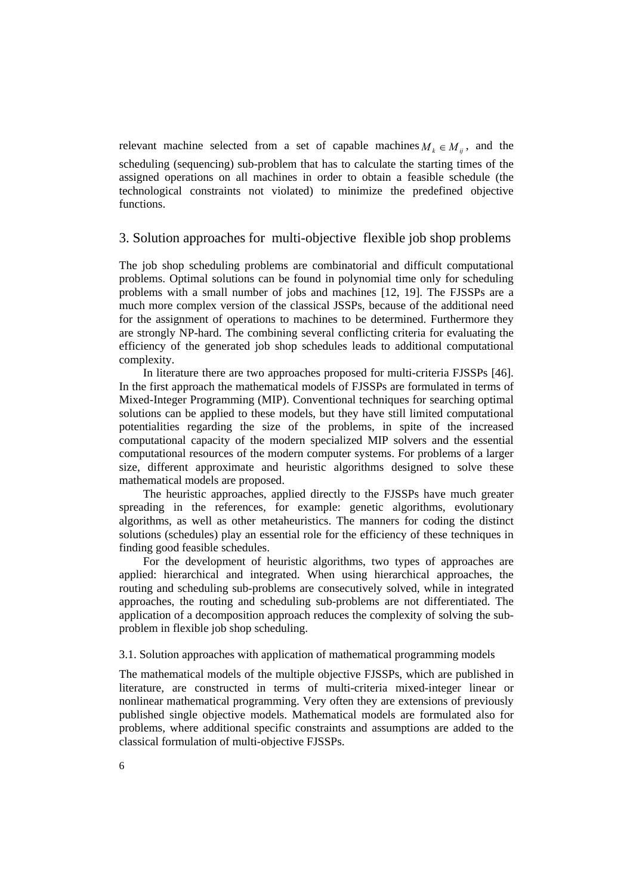relevant machine selected from a set of capable machines $M_k \in M_{ij}$, and the scheduling (sequencing) sub-problem that has to calculate the starting times of the assigned operations on all machines in order to obtain a feasible schedule (the technological constraints not violated) to minimize the predefined objective functions.

## 3. Solution approaches for multi-objective flexible job shop problems

The job shop scheduling problems are combinatorial and difficult computational problems. Optimal solutions can be found in polynomial time only for scheduling problems with a small number of jobs and machines [12, 19]. The FJSSPs are a much more complex version of the classical JSSPs, because of the additional need for the assignment of operations to machines to be determined. Furthermore they are strongly NP-hard. The combining several conflicting criteria for evaluating the efficiency of the generated job shop schedules leads to additional computational complexity.

In literature there are two approaches proposed for multi-criteria FJSSPs [46]. In the first approach the mathematical models of FJSSPs are formulated in terms of Mixed-Integer Programming (MIP). Conventional techniques for searching optimal solutions can be applied to these models, but they have still limited computational potentialities regarding the size of the problems, in spite of the increased computational capacity of the modern specialized MIP solvers and the essential computational resources of the modern computer systems. For problems of a larger size, different approximate and heuristic algorithms designed to solve these mathematical models are proposed.

The heuristic approaches, applied directly to the FJSSPs have much greater spreading in the references, for example: genetic algorithms, evolutionary algorithms, as well as other metaheuristics. The manners for coding the distinct solutions (schedules) play an essential role for the efficiency of these techniques in finding good feasible schedules.

For the development of heuristic algorithms, two types of approaches are applied: hierarchical and integrated. When using hierarchical approaches, the routing and scheduling sub-problems are consecutively solved, while in integrated approaches, the routing and scheduling sub-problems are not differentiated. The application of a decomposition approach reduces the complexity of solving the sub-problem in flexible job shop scheduling.

### 3.1. Solution approaches with application of mathematical programming models

The mathematical models of the multiple objective FJSSPs, which are published in literature, are constructed in terms of multi-criteria mixed-integer linear or nonlinear mathematical programming. Very often they are extensions of previously published single objective models. Mathematical models are formulated also for problems, where additional specific constraints and assumptions are added to the classical formulation of multi-objective FJSSPs.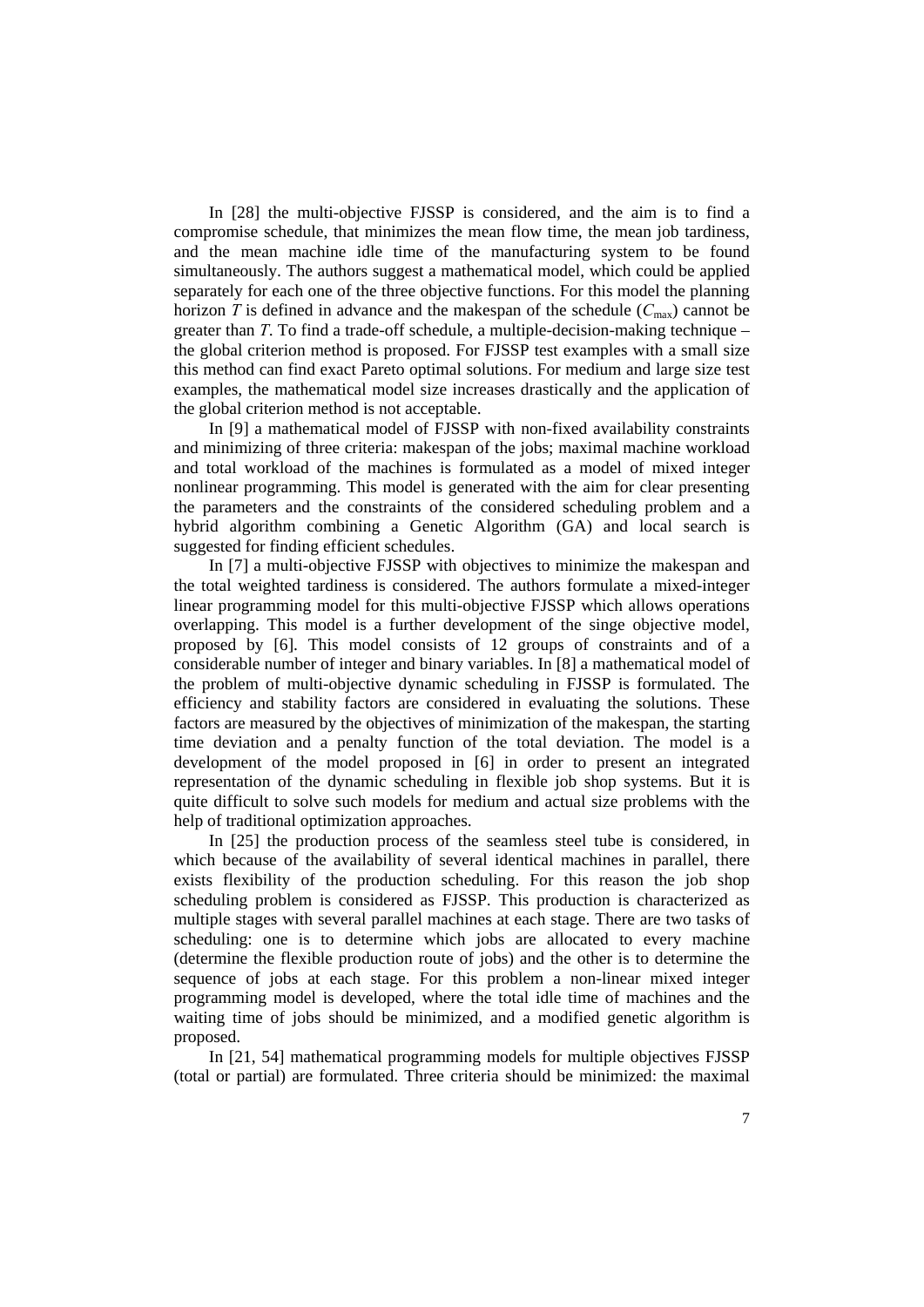In [28] the multi-objective FJSSP is considered, and the aim is to find a compromise schedule, that minimizes the mean flow time, the mean job tardiness, and the mean machine idle time of the manufacturing system to be found simultaneously. The authors suggest a mathematical model, which could be applied separately for each one of the three objective functions. For this model the planning horizon $T$ is defined in advance and the makespan of the schedule ($C_{\max}$) cannot be greater than $T$. To find a trade-off schedule, a multiple-decision-making technique – the global criterion method is proposed. For FJSSP test examples with a small size this method can find exact Pareto optimal solutions. For medium and large size test examples, the mathematical model size increases drastically and the application of the global criterion method is not acceptable.

In [9] a mathematical model of FJSSP with non-fixed availability constraints and minimizing of three criteria: makespan of the jobs; maximal machine workload and total workload of the machines is formulated as a model of mixed integer nonlinear programming. This model is generated with the aim for clear presenting the parameters and the constraints of the considered scheduling problem and a hybrid algorithm combining a Genetic Algorithm (GA) and local search is suggested for finding efficient schedules.

In [7] a multi-objective FJSSP with objectives to minimize the makespan and the total weighted tardiness is considered. The authors formulate a mixed-integer linear programming model for this multi-objective FJSSP which allows operations overlapping. This model is a further development of the singe objective model, proposed by [6]. This model consists of 12 groups of constraints and of a considerable number of integer and binary variables. In [8] a mathematical model of the problem of multi-objective dynamic scheduling in FJSSP is formulated. The efficiency and stability factors are considered in evaluating the solutions. These factors are measured by the objectives of minimization of the makespan, the starting time deviation and a penalty function of the total deviation. The model is a development of the model proposed in [6] in order to present an integrated representation of the dynamic scheduling in flexible job shop systems. But it is quite difficult to solve such models for medium and actual size problems with the help of traditional optimization approaches.

In [25] the production process of the seamless steel tube is considered, in which because of the availability of several identical machines in parallel, there exists flexibility of the production scheduling. For this reason the job shop scheduling problem is considered as FJSSP. This production is characterized as multiple stages with several parallel machines at each stage. There are two tasks of scheduling: one is to determine which jobs are allocated to every machine (determine the flexible production route of jobs) and the other is to determine the sequence of jobs at each stage. For this problem a non-linear mixed integer programming model is developed, where the total idle time of machines and the waiting time of jobs should be minimized, and a modified genetic algorithm is proposed.

In [21, 54] mathematical programming models for multiple objectives FJSSP (total or partial) are formulated. Three criteria should be minimized: the maximal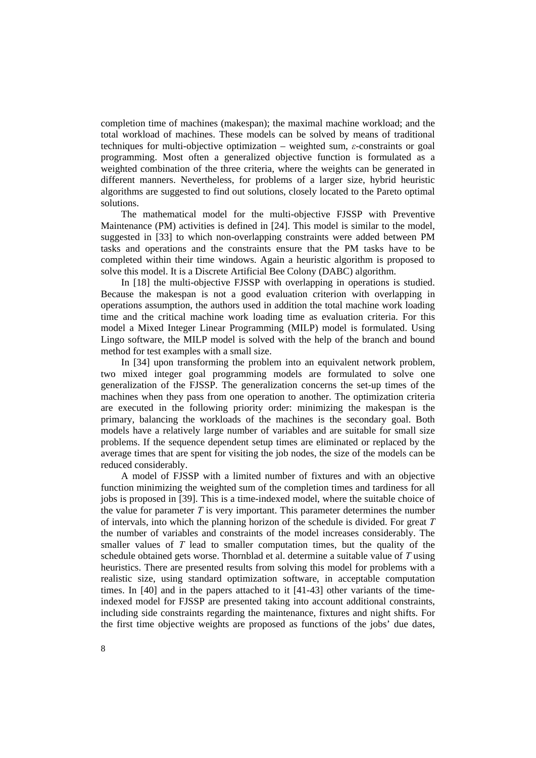completion time of machines (makespan); the maximal machine workload; and the total workload of machines. These models can be solved by means of traditional techniques for multi-objective optimization – weighted sum, $\varepsilon$-constraints or goal programming. Most often a generalized objective function is formulated as a weighted combination of the three criteria, where the weights can be generated in different manners. Nevertheless, for problems of a larger size, hybrid heuristic algorithms are suggested to find out solutions, closely located to the Pareto optimal solutions.

The mathematical model for the multi-objective FJSSP with Preventive Maintenance (PM) activities is defined in [24]. This model is similar to the model, suggested in [33] to which non-overlapping constraints were added between PM tasks and operations and the constraints ensure that the PM tasks have to be completed within their time windows. Again a heuristic algorithm is proposed to solve this model. It is a Discrete Artificial Bee Colony (DABC) algorithm.

In [18] the multi-objective FJSSP with overlapping in operations is studied. Because the makespan is not a good evaluation criterion with overlapping in operations assumption, the authors used in addition the total machine work loading time and the critical machine work loading time as evaluation criteria. For this model a Mixed Integer Linear Programming (MILP) model is formulated. Using Lingo software, the MILP model is solved with the help of the branch and bound method for test examples with a small size.

In [34] upon transforming the problem into an equivalent network problem, two mixed integer goal programming models are formulated to solve one generalization of the FJSSP. The generalization concerns the set-up times of the machines when they pass from one operation to another. The optimization criteria are executed in the following priority order: minimizing the makespan is the primary, balancing the workloads of the machines is the secondary goal. Both models have a relatively large number of variables and are suitable for small size problems. If the sequence dependent setup times are eliminated or replaced by the average times that are spent for visiting the job nodes, the size of the models can be reduced considerably.

A model of FJSSP with a limited number of fixtures and with an objective function minimizing the weighted sum of the completion times and tardiness for all jobs is proposed in [39]. This is a time-indexed model, where the suitable choice of the value for parameter $T$ is very important. This parameter determines the number of intervals, into which the planning horizon of the schedule is divided. For great $T$ the number of variables and constraints of the model increases considerably. The smaller values of $T$ lead to smaller computation times, but the quality of the schedule obtained gets worse. Thornblad et al. determine a suitable value of $T$ using heuristics. There are presented results from solving this model for problems with a realistic size, using standard optimization software, in acceptable computation times. In [40] and in the papers attached to it [41-43] other variants of the time-indexed model for FJSSP are presented taking into account additional constraints, including side constraints regarding the maintenance, fixtures and night shifts. For the first time objective weights are proposed as functions of the jobs' due dates,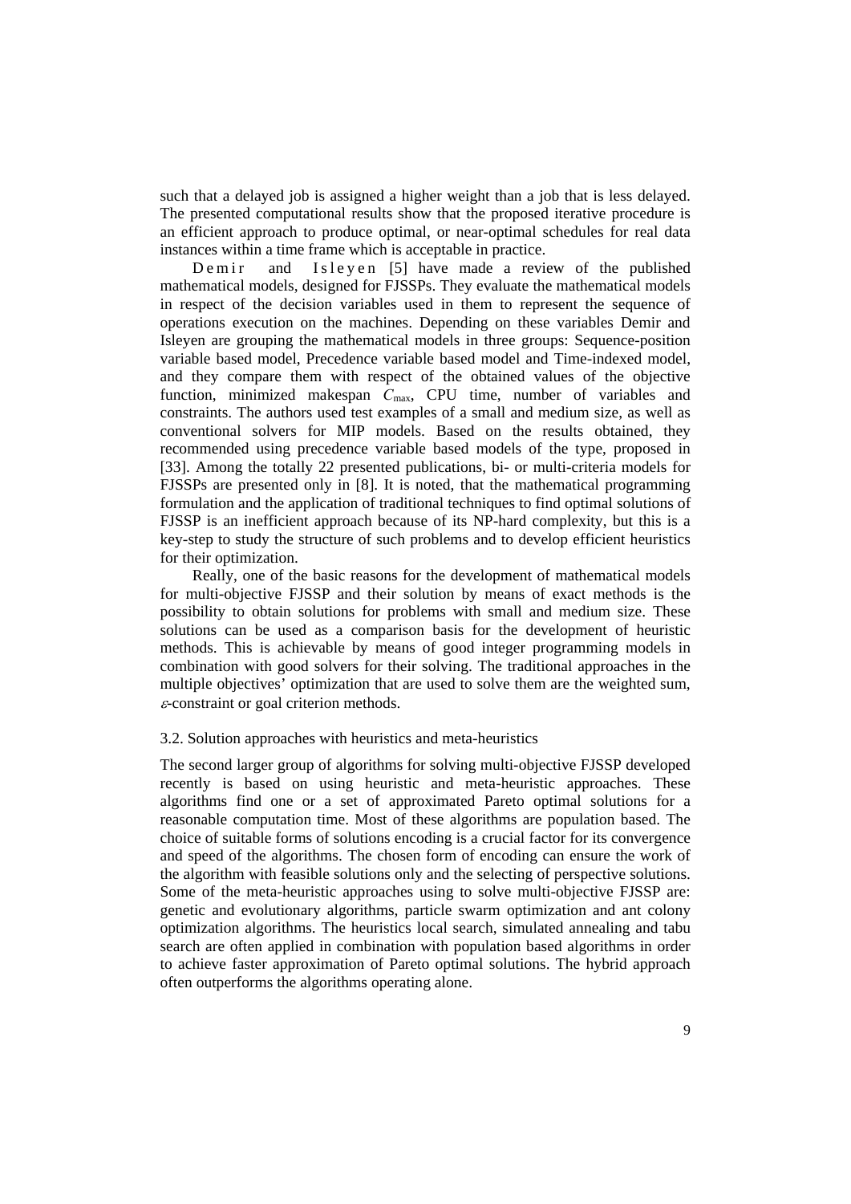such that a delayed job is assigned a higher weight than a job that is less delayed. The presented computational results show that the proposed iterative procedure is an efficient approach to produce optimal, or near-optimal schedules for real data instances within a time frame which is acceptable in practice.

Demir and Isleyen [5] have made a review of the published mathematical models, designed for FJSSPs. They evaluate the mathematical models in respect of the decision variables used in them to represent the sequence of operations execution on the machines. Depending on these variables Demir and Isleyen are grouping the mathematical models in three groups: Sequence-position variable based model, Precedence variable based model and Time-indexed model, and they compare them with respect of the obtained values of the objective function, minimized makespan $C_{\max}$, CPU time, number of variables and constraints. The authors used test examples of a small and medium size, as well as conventional solvers for MIP models. Based on the results obtained, they recommended using precedence variable based models of the type, proposed in [33]. Among the totally 22 presented publications, bi- or multi-criteria models for FJSSPs are presented only in [8]. It is noted, that the mathematical programming formulation and the application of traditional techniques to find optimal solutions of FJSSP is an inefficient approach because of its NP-hard complexity, but this is a key-step to study the structure of such problems and to develop efficient heuristics for their optimization.

Really, one of the basic reasons for the development of mathematical models for multi-objective FJSSP and their solution by means of exact methods is the possibility to obtain solutions for problems with small and medium size. These solutions can be used as a comparison basis for the development of heuristic methods. This is achievable by means of good integer programming models in combination with good solvers for their solving. The traditional approaches in the multiple objectives' optimization that are used to solve them are the weighted sum, $\varepsilon$-constraint or goal criterion methods.

### 3.2. Solution approaches with heuristics and meta-heuristics

The second larger group of algorithms for solving multi-objective FJSSP developed recently is based on using heuristic and meta-heuristic approaches. These algorithms find one or a set of approximated Pareto optimal solutions for a reasonable computation time. Most of these algorithms are population based. The choice of suitable forms of solutions encoding is a crucial factor for its convergence and speed of the algorithms. The chosen form of encoding can ensure the work of the algorithm with feasible solutions only and the selecting of perspective solutions. Some of the meta-heuristic approaches using to solve multi-objective FJSSP are: genetic and evolutionary algorithms, particle swarm optimization and ant colony optimization algorithms. The heuristics local search, simulated annealing and tabu search are often applied in combination with population based algorithms in order to achieve faster approximation of Pareto optimal solutions. The hybrid approach often outperforms the algorithms operating alone.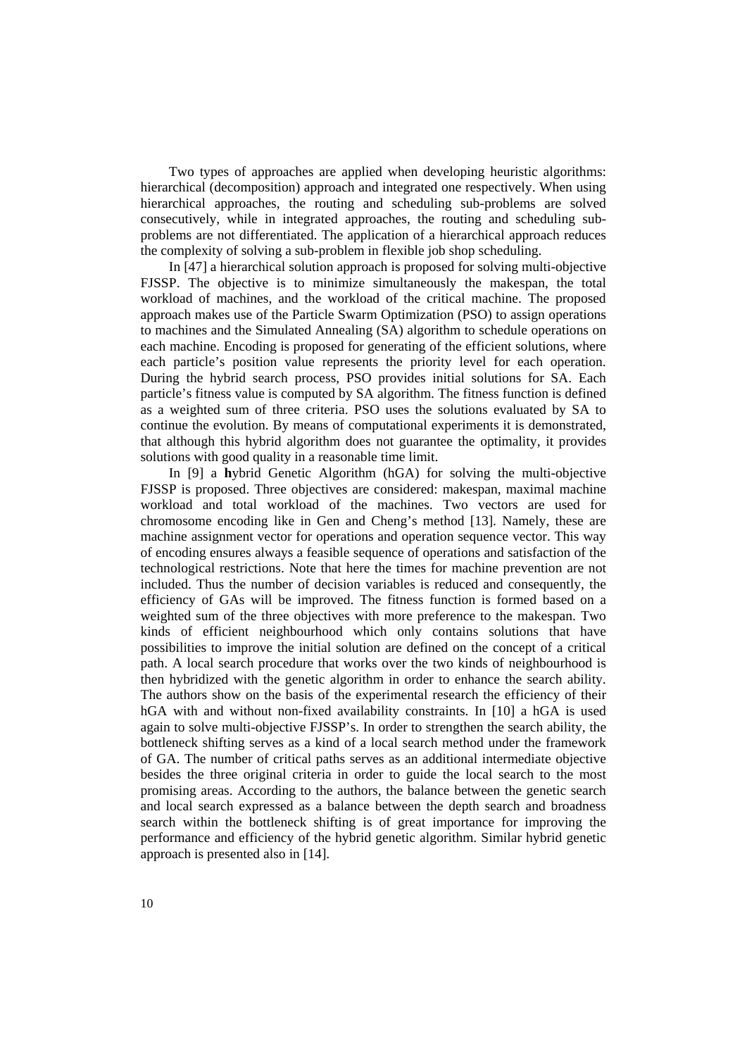Two types of approaches are applied when developing heuristic algorithms: hierarchical (decomposition) approach and integrated one respectively. When using hierarchical approaches, the routing and scheduling sub-problems are solved consecutively, while in integrated approaches, the routing and scheduling sub-problems are not differentiated. The application of a hierarchical approach reduces the complexity of solving a sub-problem in flexible job shop scheduling.

In [47] a hierarchical solution approach is proposed for solving multi-objective FJSSP. The objective is to minimize simultaneously the makespan, the total workload of machines, and the workload of the critical machine. The proposed approach makes use of the Particle Swarm Optimization (PSO) to assign operations to machines and the Simulated Annealing (SA) algorithm to schedule operations on each machine. Encoding is proposed for generating of the efficient solutions, where each particle's position value represents the priority level for each operation. During the hybrid search process, PSO provides initial solutions for SA. Each particle's fitness value is computed by SA algorithm. The fitness function is defined as a weighted sum of three criteria. PSO uses the solutions evaluated by SA to continue the evolution. By means of computational experiments it is demonstrated, that although this hybrid algorithm does not guarantee the optimality, it provides solutions with good quality in a reasonable time limit.

In [9] a **h**ybrid Genetic Algorithm (hGA) for solving the multi-objective FJSSP is proposed. Three objectives are considered: makespan, maximal machine workload and total workload of the machines. Two vectors are used for chromosome encoding like in Gen and Cheng's method [13]. Namely, these are machine assignment vector for operations and operation sequence vector. This way of encoding ensures always a feasible sequence of operations and satisfaction of the technological restrictions. Note that here the times for machine prevention are not included. Thus the number of decision variables is reduced and consequently, the efficiency of GAs will be improved. The fitness function is formed based on a weighted sum of the three objectives with more preference to the makespan. Two kinds of efficient neighbourhood which only contains solutions that have possibilities to improve the initial solution are defined on the concept of a critical path. A local search procedure that works over the two kinds of neighbourhood is then hybridized with the genetic algorithm in order to enhance the search ability. The authors show on the basis of the experimental research the efficiency of their hGA with and without non-fixed availability constraints. In [10] a hGA is used again to solve multi-objective FJSSP's. In order to strengthen the search ability, the bottleneck shifting serves as a kind of a local search method under the framework of GA. The number of critical paths serves as an additional intermediate objective besides the three original criteria in order to guide the local search to the most promising areas. According to the authors, the balance between the genetic search and local search expressed as a balance between the depth search and broadness search within the bottleneck shifting is of great importance for improving the performance and efficiency of the hybrid genetic algorithm. Similar hybrid genetic approach is presented also in [14].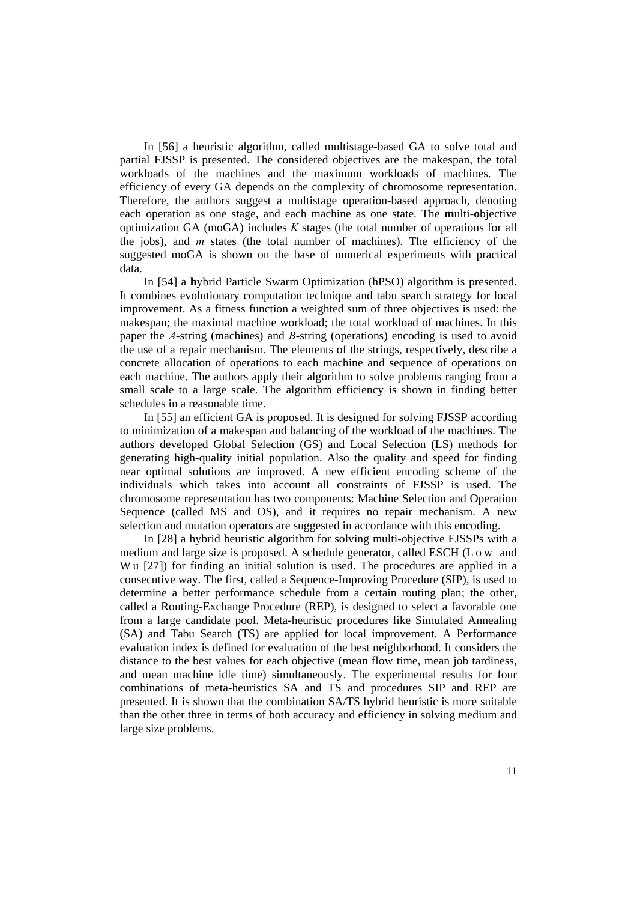In [56] a heuristic algorithm, called multistage-based GA to solve total and partial FJSSP is presented. The considered objectives are the makespan, the total workloads of the machines and the maximum workloads of machines. The efficiency of every GA depends on the complexity of chromosome representation. Therefore, the authors suggest a multistage operation-based approach, denoting each operation as one stage, and each machine as one state. The **m**ulti-**o**bjective optimization GA (moGA) includes $K$ stages (the total number of operations for all the jobs), and $m$ states (the total number of machines). The efficiency of the suggested moGA is shown on the base of numerical experiments with practical data.

In [54] a **h**ybrid Particle Swarm Optimization (hPSO) algorithm is presented. It combines evolutionary computation technique and tabu search strategy for local improvement. As a fitness function a weighted sum of three objectives is used: the makespan; the maximal machine workload; the total workload of machines. In this paper the *A*-string (machines) and *B*-string (operations) encoding is used to avoid the use of a repair mechanism. The elements of the strings, respectively, describe a concrete allocation of operations to each machine and sequence of operations on each machine. The authors apply their algorithm to solve problems ranging from a small scale to a large scale. The algorithm efficiency is shown in finding better schedules in a reasonable time.

In [55] an efficient GA is proposed. It is designed for solving FJSSP according to minimization of a makespan and balancing of the workload of the machines. The authors developed Global Selection (GS) and Local Selection (LS) methods for generating high-quality initial population. Also the quality and speed for finding near optimal solutions are improved. A new efficient encoding scheme of the individuals which takes into account all constraints of FJSSP is used. The chromosome representation has two components: Machine Selection and Operation Sequence (called MS and OS), and it requires no repair mechanism. A new selection and mutation operators are suggested in accordance with this encoding.

In [28] a hybrid heuristic algorithm for solving multi-objective FJSSPs with a medium and large size is proposed. A schedule generator, called ESCH (Low and Wu [27]) for finding an initial solution is used. The procedures are applied in a consecutive way. The first, called a Sequence-Improving Procedure (SIP), is used to determine a better performance schedule from a certain routing plan; the other, called a Routing-Exchange Procedure (REP), is designed to select a favorable one from a large candidate pool. Meta-heuristic procedures like Simulated Annealing (SA) and Tabu Search (TS) are applied for local improvement. A Performance evaluation index is defined for evaluation of the best neighborhood. It considers the distance to the best values for each objective (mean flow time, mean job tardiness, and mean machine idle time) simultaneously. The experimental results for four combinations of meta-heuristics SA and TS and procedures SIP and REP are presented. It is shown that the combination SA/TS hybrid heuristic is more suitable than the other three in terms of both accuracy and efficiency in solving medium and large size problems.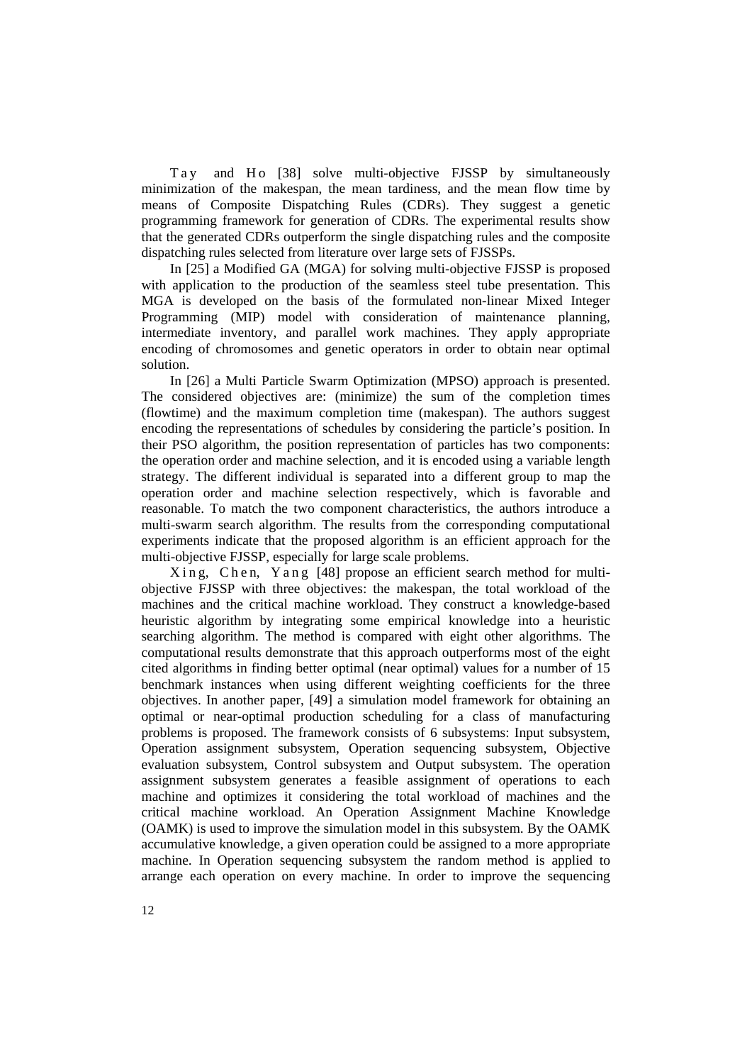Tay and Ho [38] solve multi-objective FJSSP by simultaneously minimization of the makespan, the mean tardiness, and the mean flow time by means of Composite Dispatching Rules (CDRs). They suggest a genetic programming framework for generation of CDRs. The experimental results show that the generated CDRs outperform the single dispatching rules and the composite dispatching rules selected from literature over large sets of FJSSPs.

In [25] a Modified GA (MGA) for solving multi-objective FJSSP is proposed with application to the production of the seamless steel tube presentation. This MGA is developed on the basis of the formulated non-linear Mixed Integer Programming (MIP) model with consideration of maintenance planning, intermediate inventory, and parallel work machines. They apply appropriate encoding of chromosomes and genetic operators in order to obtain near optimal solution.

In [26] a Multi Particle Swarm Optimization (MPSO) approach is presented. The considered objectives are: (minimize) the sum of the completion times (flowtime) and the maximum completion time (makespan). The authors suggest encoding the representations of schedules by considering the particle's position. In their PSO algorithm, the position representation of particles has two components: the operation order and machine selection, and it is encoded using a variable length strategy. The different individual is separated into a different group to map the operation order and machine selection respectively, which is favorable and reasonable. To match the two component characteristics, the authors introduce a multi-swarm search algorithm. The results from the corresponding computational experiments indicate that the proposed algorithm is an efficient approach for the multi-objective FJSSP, especially for large scale problems.

Xing, Chen, Yang [48] propose an efficient search method for multi-objective FJSSP with three objectives: the makespan, the total workload of the machines and the critical machine workload. They construct a knowledge-based heuristic algorithm by integrating some empirical knowledge into a heuristic searching algorithm. The method is compared with eight other algorithms. The computational results demonstrate that this approach outperforms most of the eight cited algorithms in finding better optimal (near optimal) values for a number of 15 benchmark instances when using different weighting coefficients for the three objectives. In another paper, [49] a simulation model framework for obtaining an optimal or near-optimal production scheduling for a class of manufacturing problems is proposed. The framework consists of 6 subsystems: Input subsystem, Operation assignment subsystem, Operation sequencing subsystem, Objective evaluation subsystem, Control subsystem and Output subsystem. The operation assignment subsystem generates a feasible assignment of operations to each machine and optimizes it considering the total workload of machines and the critical machine workload. An Operation Assignment Machine Knowledge (OAMK) is used to improve the simulation model in this subsystem. By the OAMK accumulative knowledge, a given operation could be assigned to a more appropriate machine. In Operation sequencing subsystem the random method is applied to arrange each operation on every machine. In order to improve the sequencing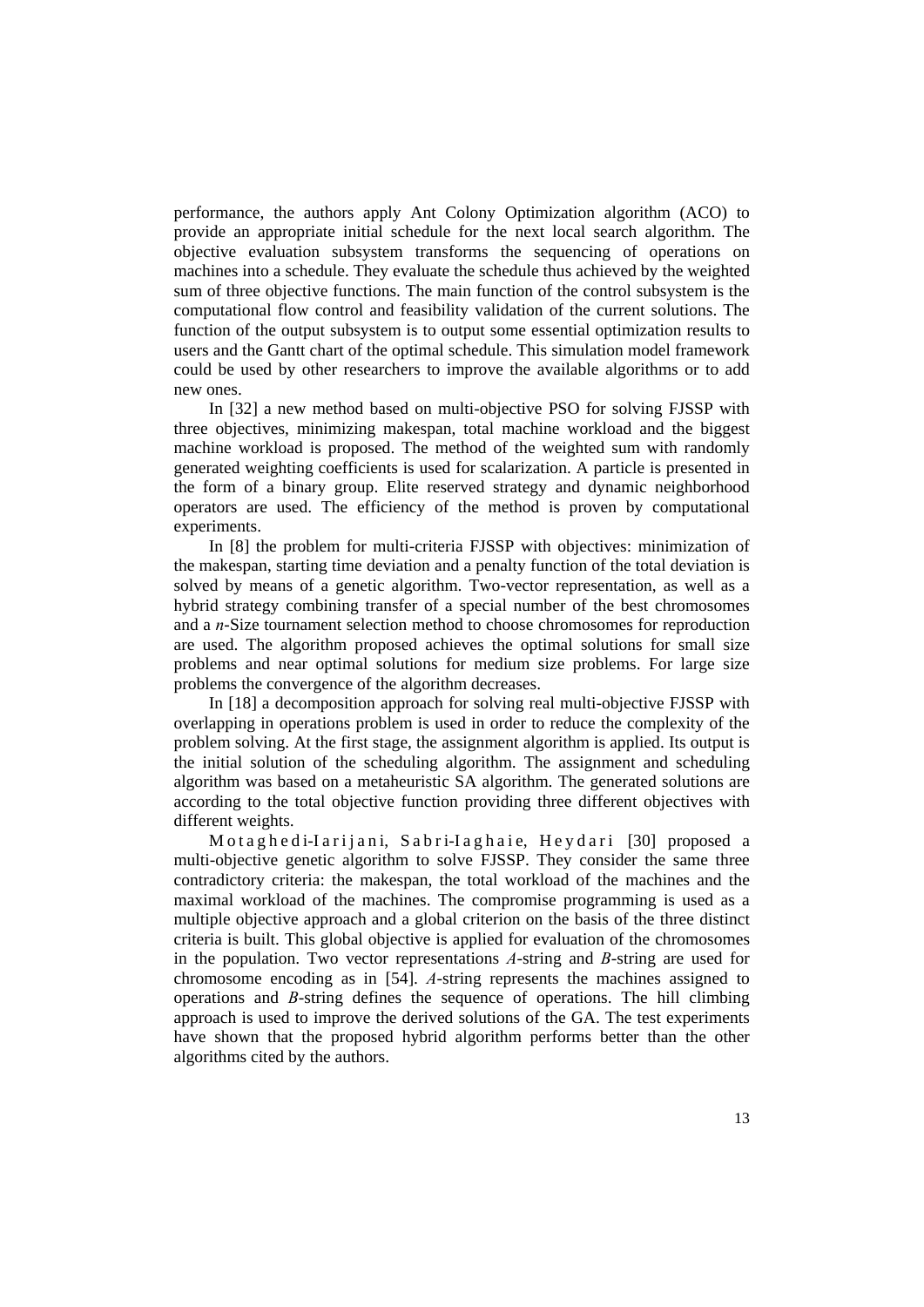performance, the authors apply Ant Colony Optimization algorithm (ACO) to provide an appropriate initial schedule for the next local search algorithm. The objective evaluation subsystem transforms the sequencing of operations on machines into a schedule. They evaluate the schedule thus achieved by the weighted sum of three objective functions. The main function of the control subsystem is the computational flow control and feasibility validation of the current solutions. The function of the output subsystem is to output some essential optimization results to users and the Gantt chart of the optimal schedule. This simulation model framework could be used by other researchers to improve the available algorithms or to add new ones.

In [32] a new method based on multi-objective PSO for solving FJSSP with three objectives, minimizing makespan, total machine workload and the biggest machine workload is proposed. The method of the weighted sum with randomly generated weighting coefficients is used for scalarization. A particle is presented in the form of a binary group. Elite reserved strategy and dynamic neighborhood operators are used. The efficiency of the method is proven by computational experiments.

In [8] the problem for multi-criteria FJSSP with objectives: minimization of the makespan, starting time deviation and a penalty function of the total deviation is solved by means of a genetic algorithm. Two-vector representation, as well as a hybrid strategy combining transfer of a special number of the best chromosomes and a *n*-Size tournament selection method to choose chromosomes for reproduction are used. The algorithm proposed achieves the optimal solutions for small size problems and near optimal solutions for medium size problems. For large size problems the convergence of the algorithm decreases.

In [18] a decomposition approach for solving real multi-objective FJSSP with overlapping in operations problem is used in order to reduce the complexity of the problem solving. At the first stage, the assignment algorithm is applied. Its output is the initial solution of the scheduling algorithm. The assignment and scheduling algorithm was based on a metaheuristic SA algorithm. The generated solutions are according to the total objective function providing three different objectives with different weights.

Motaghedi-Iarijani, Sabri-Iaghaie, Heydari [30] proposed a multi-objective genetic algorithm to solve FJSSP. They consider the same three contradictory criteria: the makespan, the total workload of the machines and the maximal workload of the machines. The compromise programming is used as a multiple objective approach and a global criterion on the basis of the three distinct criteria is built. This global objective is applied for evaluation of the chromosomes in the population. Two vector representations *A*-string and *B*-string are used for chromosome encoding as in [54]. *A*-string represents the machines assigned to operations and *B*-string defines the sequence of operations. The hill climbing approach is used to improve the derived solutions of the GA. The test experiments have shown that the proposed hybrid algorithm performs better than the other algorithms cited by the authors.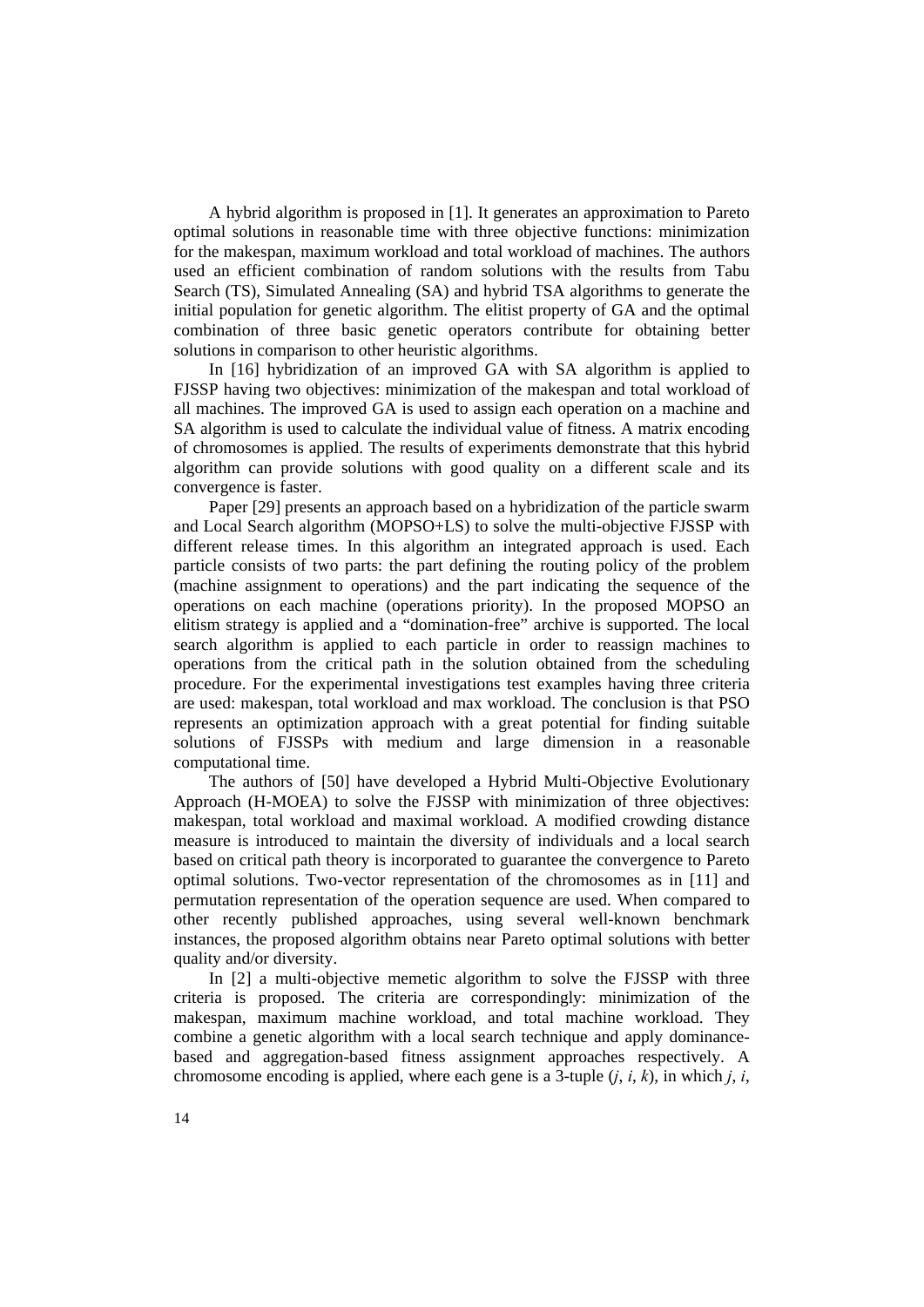A hybrid algorithm is proposed in [1]. It generates an approximation to Pareto optimal solutions in reasonable time with three objective functions: minimization for the makespan, maximum workload and total workload of machines. The authors used an efficient combination of random solutions with the results from Tabu Search (TS), Simulated Annealing (SA) and hybrid TSA algorithms to generate the initial population for genetic algorithm. The elitist property of GA and the optimal combination of three basic genetic operators contribute for obtaining better solutions in comparison to other heuristic algorithms.

In [16] hybridization of an improved GA with SA algorithm is applied to FJSSP having two objectives: minimization of the makespan and total workload of all machines. The improved GA is used to assign each operation on a machine and SA algorithm is used to calculate the individual value of fitness. A matrix encoding of chromosomes is applied. The results of experiments demonstrate that this hybrid algorithm can provide solutions with good quality on a different scale and its convergence is faster.

Paper [29] presents an approach based on a hybridization of the particle swarm and Local Search algorithm (MOPSO+LS) to solve the multi-objective FJSSP with different release times. In this algorithm an integrated approach is used. Each particle consists of two parts: the part defining the routing policy of the problem (machine assignment to operations) and the part indicating the sequence of the operations on each machine (operations priority). In the proposed MOPSO an elitism strategy is applied and a "domination-free" archive is supported. The local search algorithm is applied to each particle in order to reassign machines to operations from the critical path in the solution obtained from the scheduling procedure. For the experimental investigations test examples having three criteria are used: makespan, total workload and max workload. The conclusion is that PSO represents an optimization approach with a great potential for finding suitable solutions of FJSSPs with medium and large dimension in a reasonable computational time.

The authors of [50] have developed a Hybrid Multi-Objective Evolutionary Approach (H-MOEA) to solve the FJSSP with minimization of three objectives: makespan, total workload and maximal workload. A modified crowding distance measure is introduced to maintain the diversity of individuals and a local search based on critical path theory is incorporated to guarantee the convergence to Pareto optimal solutions. Two-vector representation of the chromosomes as in [11] and permutation representation of the operation sequence are used. When compared to other recently published approaches, using several well-known benchmark instances, the proposed algorithm obtains near Pareto optimal solutions with better quality and/or diversity.

In [2] a multi-objective memetic algorithm to solve the FJSSP with three criteria is proposed. The criteria are correspondingly: minimization of the makespan, maximum machine workload, and total machine workload. They combine a genetic algorithm with a local search technique and apply dominance-based and aggregation-based fitness assignment approaches respectively. A chromosome encoding is applied, where each gene is a 3-tuple ($j$, $i$, $k$), in which $j$, $i$,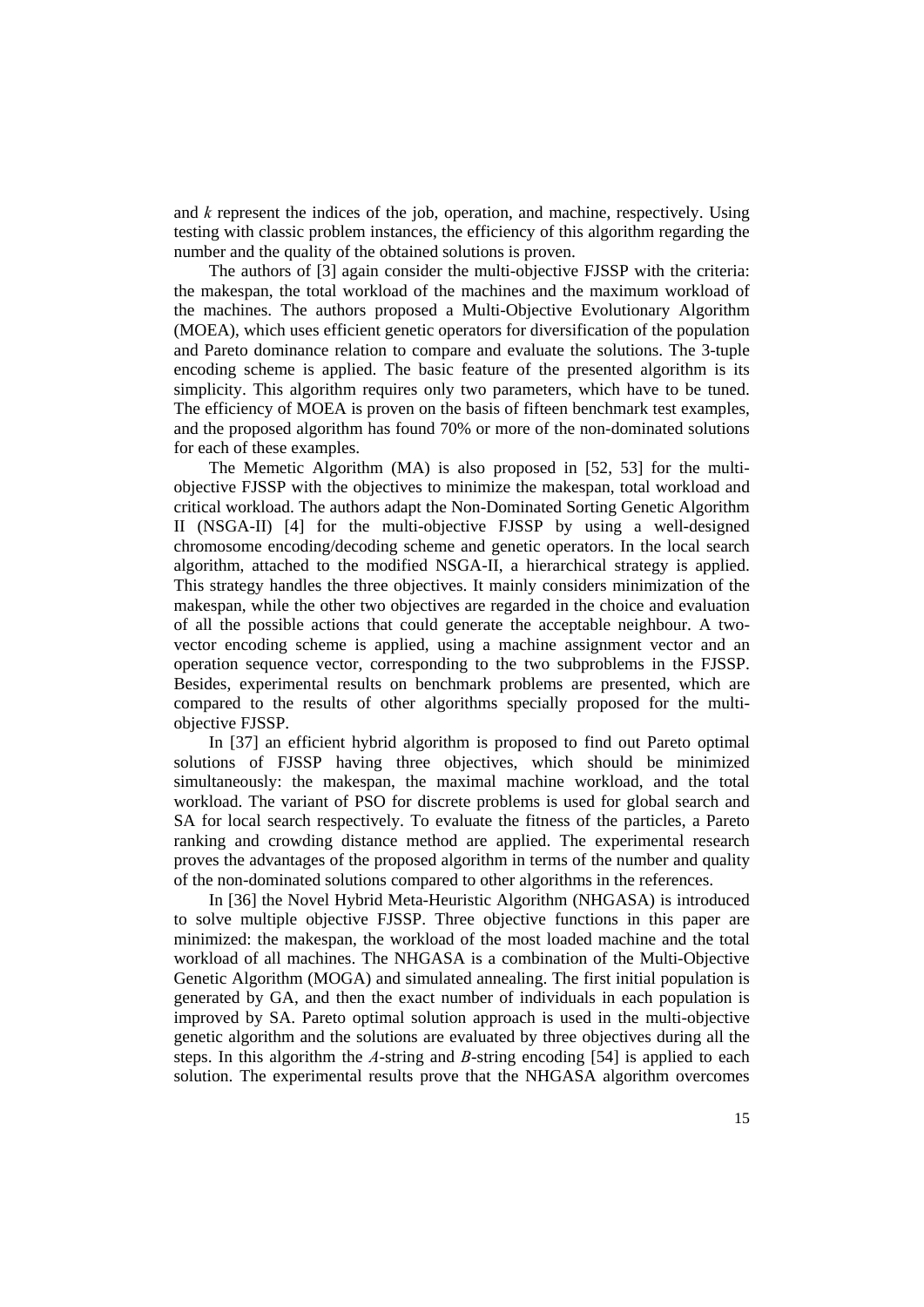and $k$ represent the indices of the job, operation, and machine, respectively. Using testing with classic problem instances, the efficiency of this algorithm regarding the number and the quality of the obtained solutions is proven.

The authors of [3] again consider the multi-objective FJSSP with the criteria: the makespan, the total workload of the machines and the maximum workload of the machines. The authors proposed a Multi-Objective Evolutionary Algorithm (MOEA), which uses efficient genetic operators for diversification of the population and Pareto dominance relation to compare and evaluate the solutions. The 3-tuple encoding scheme is applied. The basic feature of the presented algorithm is its simplicity. This algorithm requires only two parameters, which have to be tuned. The efficiency of MOEA is proven on the basis of fifteen benchmark test examples, and the proposed algorithm has found 70% or more of the non-dominated solutions for each of these examples.

The Memetic Algorithm (MA) is also proposed in [52, 53] for the multi-objective FJSSP with the objectives to minimize the makespan, total workload and critical workload. The authors adapt the Non-Dominated Sorting Genetic Algorithm II (NSGA-II) [4] for the multi-objective FJSSP by using a well-designed chromosome encoding/decoding scheme and genetic operators. In the local search algorithm, attached to the modified NSGA-II, a hierarchical strategy is applied. This strategy handles the three objectives. It mainly considers minimization of the makespan, while the other two objectives are regarded in the choice and evaluation of all the possible actions that could generate the acceptable neighbour. A two-vector encoding scheme is applied, using a machine assignment vector and an operation sequence vector, corresponding to the two subproblems in the FJSSP. Besides, experimental results on benchmark problems are presented, which are compared to the results of other algorithms specially proposed for the multi-objective FJSSP.

In [37] an efficient hybrid algorithm is proposed to find out Pareto optimal solutions of FJSSP having three objectives, which should be minimized simultaneously: the makespan, the maximal machine workload, and the total workload. The variant of PSO for discrete problems is used for global search and SA for local search respectively. To evaluate the fitness of the particles, a Pareto ranking and crowding distance method are applied. The experimental research proves the advantages of the proposed algorithm in terms of the number and quality of the non-dominated solutions compared to other algorithms in the references.

In [36] the Novel Hybrid Meta-Heuristic Algorithm (NHGASA) is introduced to solve multiple objective FJSSP. Three objective functions in this paper are minimized: the makespan, the workload of the most loaded machine and the total workload of all machines. The NHGASA is a combination of the Multi-Objective Genetic Algorithm (MOGA) and simulated annealing. The first initial population is generated by GA, and then the exact number of individuals in each population is improved by SA. Pareto optimal solution approach is used in the multi-objective genetic algorithm and the solutions are evaluated by three objectives during all the steps. In this algorithm the *A*-string and *B*-string encoding [54] is applied to each solution. The experimental results prove that the NHGASA algorithm overcomes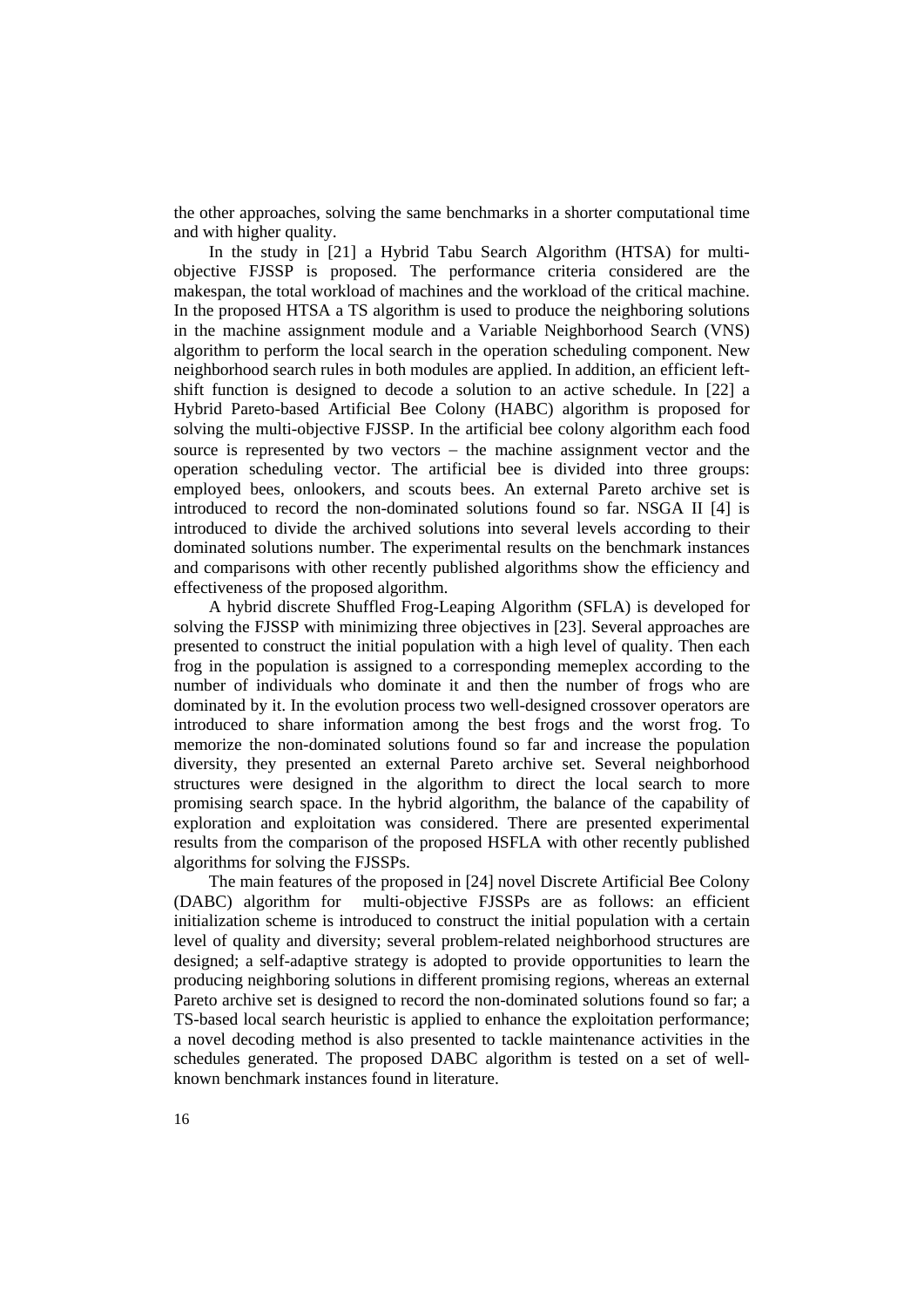the other approaches, solving the same benchmarks in a shorter computational time and with higher quality.

In the study in [21] a Hybrid Tabu Search Algorithm (HTSA) for multi-objective FJSSP is proposed. The performance criteria considered are the makespan, the total workload of machines and the workload of the critical machine. In the proposed HTSA a TS algorithm is used to produce the neighboring solutions in the machine assignment module and a Variable Neighborhood Search (VNS) algorithm to perform the local search in the operation scheduling component. New neighborhood search rules in both modules are applied. In addition, an efficient left-shift function is designed to decode a solution to an active schedule. In [22] a Hybrid Pareto-based Artificial Bee Colony (HABC) algorithm is proposed for solving the multi-objective FJSSP. In the artificial bee colony algorithm each food source is represented by two vectors – the machine assignment vector and the operation scheduling vector. The artificial bee is divided into three groups: employed bees, onlookers, and scouts bees. An external Pareto archive set is introduced to record the non-dominated solutions found so far. NSGA II [4] is introduced to divide the archived solutions into several levels according to their dominated solutions number. The experimental results on the benchmark instances and comparisons with other recently published algorithms show the efficiency and effectiveness of the proposed algorithm.

A hybrid discrete Shuffled Frog-Leaping Algorithm (SFLA) is developed for solving the FJSSP with minimizing three objectives in [23]. Several approaches are presented to construct the initial population with a high level of quality. Then each frog in the population is assigned to a corresponding memeplex according to the number of individuals who dominate it and then the number of frogs who are dominated by it. In the evolution process two well-designed crossover operators are introduced to share information among the best frogs and the worst frog. To memorize the non-dominated solutions found so far and increase the population diversity, they presented an external Pareto archive set. Several neighborhood structures were designed in the algorithm to direct the local search to more promising search space. In the hybrid algorithm, the balance of the capability of exploration and exploitation was considered. There are presented experimental results from the comparison of the proposed HSFLA with other recently published algorithms for solving the FJSSPs.

The main features of the proposed in [24] novel Discrete Artificial Bee Colony (DABC) algorithm for multi-objective FJSSPs are as follows: an efficient initialization scheme is introduced to construct the initial population with a certain level of quality and diversity; several problem-related neighborhood structures are designed; a self-adaptive strategy is adopted to provide opportunities to learn the producing neighboring solutions in different promising regions, whereas an external Pareto archive set is designed to record the non-dominated solutions found so far; a TS-based local search heuristic is applied to enhance the exploitation performance; a novel decoding method is also presented to tackle maintenance activities in the schedules generated. The proposed DABC algorithm is tested on a set of well-known benchmark instances found in literature.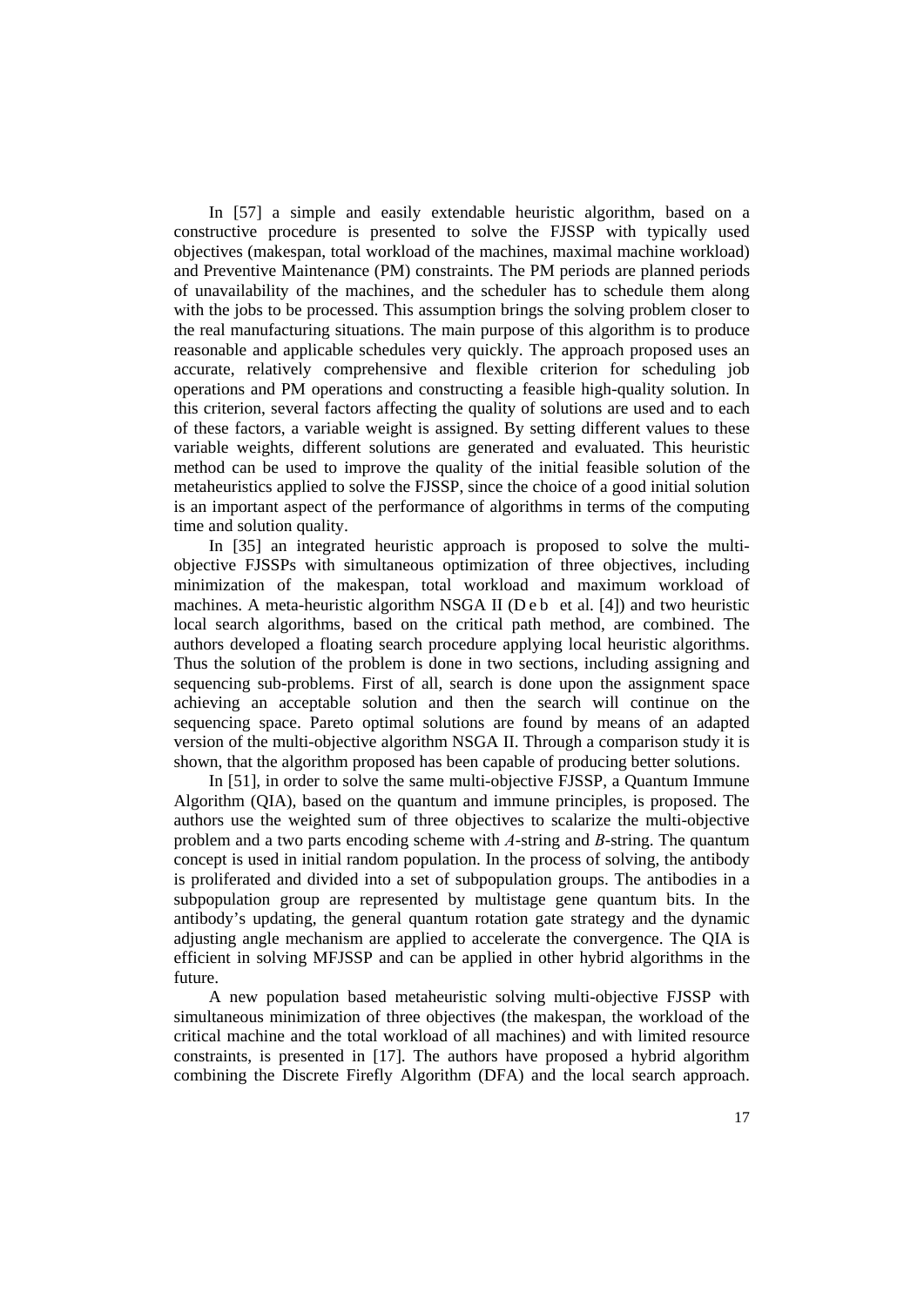In [57] a simple and easily extendable heuristic algorithm, based on a constructive procedure is presented to solve the FJSSP with typically used objectives (makespan, total workload of the machines, maximal machine workload) and Preventive Maintenance (PM) constraints. The PM periods are planned periods of unavailability of the machines, and the scheduler has to schedule them along with the jobs to be processed. This assumption brings the solving problem closer to the real manufacturing situations. The main purpose of this algorithm is to produce reasonable and applicable schedules very quickly. The approach proposed uses an accurate, relatively comprehensive and flexible criterion for scheduling job operations and PM operations and constructing a feasible high-quality solution. In this criterion, several factors affecting the quality of solutions are used and to each of these factors, a variable weight is assigned. By setting different values to these variable weights, different solutions are generated and evaluated. This heuristic method can be used to improve the quality of the initial feasible solution of the metaheuristics applied to solve the FJSSP, since the choice of a good initial solution is an important aspect of the performance of algorithms in terms of the computing time and solution quality.

In [35] an integrated heuristic approach is proposed to solve the multi-objective FJSSPs with simultaneous optimization of three objectives, including minimization of the makespan, total workload and maximum workload of machines. A meta-heuristic algorithm NSGA II (D e b et al. [4]) and two heuristic local search algorithms, based on the critical path method, are combined. The authors developed a floating search procedure applying local heuristic algorithms. Thus the solution of the problem is done in two sections, including assigning and sequencing sub-problems. First of all, search is done upon the assignment space achieving an acceptable solution and then the search will continue on the sequencing space. Pareto optimal solutions are found by means of an adapted version of the multi-objective algorithm NSGA II. Through a comparison study it is shown, that the algorithm proposed has been capable of producing better solutions.

In [51], in order to solve the same multi-objective FJSSP, a Quantum Immune Algorithm (QIA), based on the quantum and immune principles, is proposed. The authors use the weighted sum of three objectives to scalarize the multi-objective problem and a two parts encoding scheme with *A*-string and *B*-string. The quantum concept is used in initial random population. In the process of solving, the antibody is proliferated and divided into a set of subpopulation groups. The antibodies in a subpopulation group are represented by multistage gene quantum bits. In the antibody's updating, the general quantum rotation gate strategy and the dynamic adjusting angle mechanism are applied to accelerate the convergence. The QIA is efficient in solving MFJSSP and can be applied in other hybrid algorithms in the future.

A new population based metaheuristic solving multi-objective FJSSP with simultaneous minimization of three objectives (the makespan, the workload of the critical machine and the total workload of all machines) and with limited resource constraints, is presented in [17]. The authors have proposed a hybrid algorithm combining the Discrete Firefly Algorithm (DFA) and the local search approach.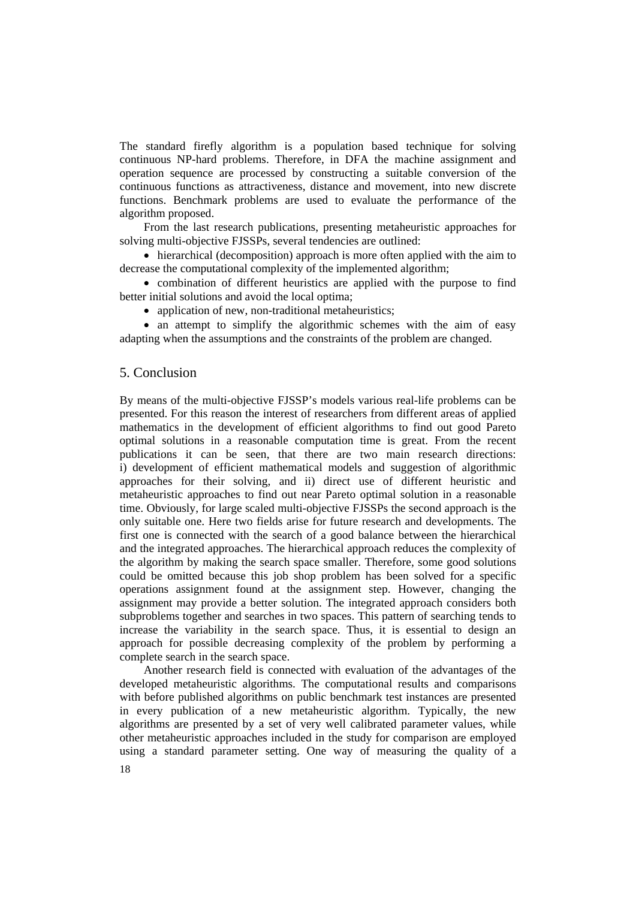The standard firefly algorithm is a population based technique for solving continuous NP-hard problems. Therefore, in DFA the machine assignment and operation sequence are processed by constructing a suitable conversion of the continuous functions as attractiveness, distance and movement, into new discrete functions. Benchmark problems are used to evaluate the performance of the algorithm proposed.

From the last research publications, presenting metaheuristic approaches for solving multi-objective FJSSPs, several tendencies are outlined:

- hierarchical (decomposition) approach is more often applied with the aim to decrease the computational complexity of the implemented algorithm;
- combination of different heuristics are applied with the purpose to find better initial solutions and avoid the local optima;
- application of new, non-traditional metaheuristics;
- an attempt to simplify the algorithmic schemes with the aim of easy adapting when the assumptions and the constraints of the problem are changed.

## 5. Conclusion

By means of the multi-objective FJSSP's models various real-life problems can be presented. For this reason the interest of researchers from different areas of applied mathematics in the development of efficient algorithms to find out good Pareto optimal solutions in a reasonable computation time is great. From the recent publications it can be seen, that there are two main research directions: i) development of efficient mathematical models and suggestion of algorithmic approaches for their solving, and ii) direct use of different heuristic and metaheuristic approaches to find out near Pareto optimal solution in a reasonable time. Obviously, for large scaled multi-objective FJSSPs the second approach is the only suitable one. Here two fields arise for future research and developments. The first one is connected with the search of a good balance between the hierarchical and the integrated approaches. The hierarchical approach reduces the complexity of the algorithm by making the search space smaller. Therefore, some good solutions could be omitted because this job shop problem has been solved for a specific operations assignment found at the assignment step. However, changing the assignment may provide a better solution. The integrated approach considers both subproblems together and searches in two spaces. This pattern of searching tends to increase the variability in the search space. Thus, it is essential to design an approach for possible decreasing complexity of the problem by performing a complete search in the search space.

Another research field is connected with evaluation of the advantages of the developed metaheuristic algorithms. The computational results and comparisons with before published algorithms on public benchmark test instances are presented in every publication of a new metaheuristic algorithm. Typically, the new algorithms are presented by a set of very well calibrated parameter values, while other metaheuristic approaches included in the study for comparison are employed using a standard parameter setting. One way of measuring the quality of a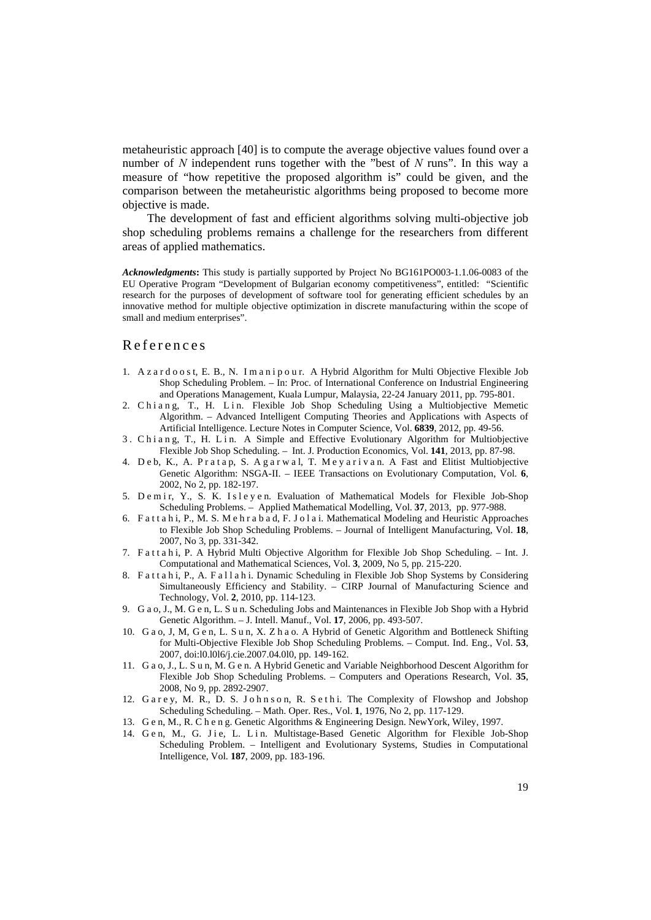metaheuristic approach [40] is to compute the average objective values found over a number of $N$ independent runs together with the "best of $N$ runs". In this way a measure of "how repetitive the proposed algorithm is" could be given, and the comparison between the metaheuristic algorithms being proposed to become more objective is made.

The development of fast and efficient algorithms solving multi-objective job shop scheduling problems remains a challenge for the researchers from different areas of applied mathematics.

***Acknowledgments*:** This study is partially supported by Project No BG161PO003-1.1.06-0083 of the EU Operative Program "Development of Bulgarian economy competitiveness", entitled: "Scientific research for the purposes of development of software tool for generating efficient schedules by an innovative method for multiple objective optimization in discrete manufacturing within the scope of small and medium enterprises".

# References

1. Azardoost, E. B., N. Imanipour. A Hybrid Algorithm for Multi Objective Flexible Job Shop Scheduling Problem. – In: Proc. of International Conference on Industrial Engineering and Operations Management, Kuala Lumpur, Malaysia, 22-24 January 2011, pp. 795-801.
2. Chiang, T., H. Lin. Flexible Job Shop Scheduling Using a Multiobjective Memetic Algorithm. – Advanced Intelligent Computing Theories and Applications with Aspects of Artificial Intelligence. Lecture Notes in Computer Science, Vol. **6839**, 2012, pp. 49-56.
3. Chiang, T., H. Lin. A Simple and Effective Evolutionary Algorithm for Multiobjective Flexible Job Shop Scheduling. – Int. J. Production Economics, Vol. **141**, 2013, pp. 87-98.
4. Deb, K., A. Pratap, S. Agarwal, T. Meyarivan. A Fast and Elitist Multiobjective Genetic Algorithm: NSGA-II. – IEEE Transactions on Evolutionary Computation, Vol. **6**, 2002, No 2, pp. 182-197.
5. Demir, Y., S. K. Isleyen. Evaluation of Mathematical Models for Flexible Job-Shop Scheduling Problems. – Applied Mathematical Modelling, Vol. **37**, 2013, pp. 977-988.
6. Fattahi, P., M. S. Mehrabad, F. Jolai. Mathematical Modeling and Heuristic Approaches to Flexible Job Shop Scheduling Problems. – Journal of Intelligent Manufacturing, Vol. **18**, 2007, No 3, pp. 331-342.
7. Fattahi, P. A Hybrid Multi Objective Algorithm for Flexible Job Shop Scheduling. – Int. J. Computational and Mathematical Sciences, Vol. **3**, 2009, No 5, pp. 215-220.
8. Fattahi, P., A. Fallahi. Dynamic Scheduling in Flexible Job Shop Systems by Considering Simultaneously Efficiency and Stability. – CIRP Journal of Manufacturing Science and Technology, Vol. **2**, 2010, pp. 114-123.
9. Gao, J., M. Gen, L. Sun. Scheduling Jobs and Maintenances in Flexible Job Shop with a Hybrid Genetic Algorithm. – J. Intell. Manuf., Vol. **17**, 2006, pp. 493-507.
10. Gao, J, M, Gen, L. Sun, X. Zhao. A Hybrid of Genetic Algorithm and Bottleneck Shifting for Multi-Objective Flexible Job Shop Scheduling Problems. – Comput. Ind. Eng., Vol. **53**, 2007, doi:l0.l0l6/j.cie.2007.04.0l0, pp. 149-162.
11. Gao, J., L. Sun, M. Gen. A Hybrid Genetic and Variable Neighborhood Descent Algorithm for Flexible Job Shop Scheduling Problems. – Computers and Operations Research, Vol. **35**, 2008, No 9, pp. 2892-2907.
12. Garey, M. R., D. S. Johnson, R. Sethi. The Complexity of Flowshop and Jobshop Scheduling Scheduling. – Math. Oper. Res., Vol. **1**, 1976, No 2, pp. 117-129.
13. Gen, M., R. Cheng. Genetic Algorithms & Engineering Design. NewYork, Wiley, 1997.
14. Gen, M., G. Jie, L. Lin. Multistage-Based Genetic Algorithm for Flexible Job-Shop Scheduling Problem. – Intelligent and Evolutionary Systems, Studies in Computational Intelligence, Vol. **187**, 2009, pp. 183-196.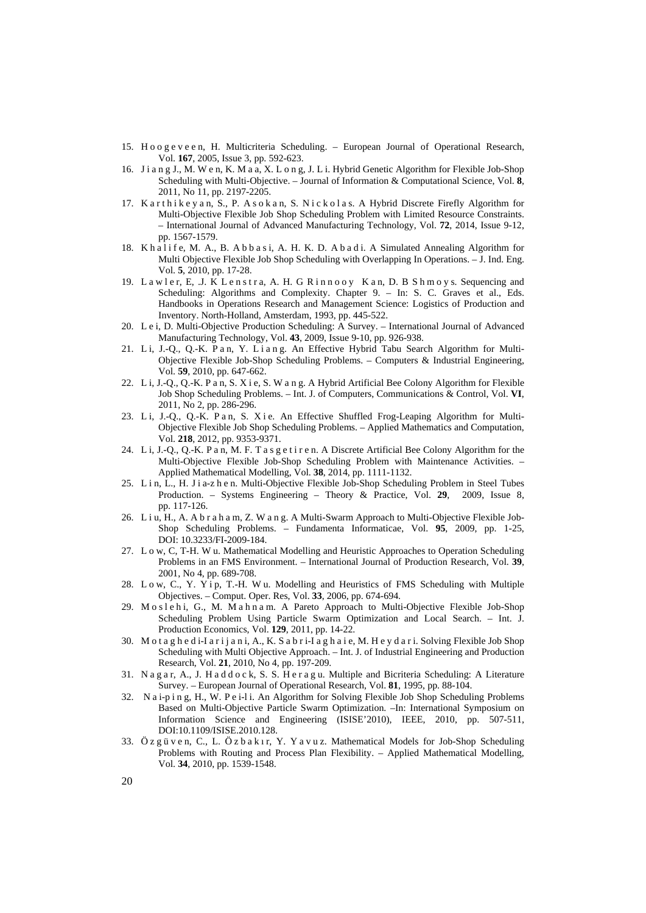15. H o o g e v e e n, H. Multicriteria Scheduling. – European Journal of Operational Research, Vol. **167**, 2005, Issue 3, pp. 592-623.
16. J i a n g J., M. W e n, K. M a a, X. L o n g, J. L i. Hybrid Genetic Algorithm for Flexible Job-Shop Scheduling with Multi-Objective. – Journal of Information & Computational Science, Vol. **8**, 2011, No 11, pp. 2197-2205.
17. K a r t h i k e y a n, S., P. A s o k a n, S. N i c k o l a s. A Hybrid Discrete Firefly Algorithm for Multi-Objective Flexible Job Shop Scheduling Problem with Limited Resource Constraints. – International Journal of Advanced Manufacturing Technology, Vol. **72**, 2014, Issue 9-12, pp. 1567-1579.
18. K h a l i f e, M. A., B. A b b a s i, A. H. K. D. A b a d i. A Simulated Annealing Algorithm for Multi Objective Flexible Job Shop Scheduling with Overlapping In Operations. – J. Ind. Eng. Vol. **5**, 2010, pp. 17-28.
19. L a w l e r, E, .J. K L e n s t r a, A. H. G R i n n o o y  K a n, D. B S h m o y s. Sequencing and Scheduling: Algorithms and Complexity. Chapter 9. – In: S. C. Graves et al., Eds. Handbooks in Operations Research and Management Science: Logistics of Production and Inventory. North-Holland, Amsterdam, 1993, pp. 445-522.
20. L e i, D. Multi-Objective Production Scheduling: A Survey. – International Journal of Advanced Manufacturing Technology, Vol. **43**, 2009, Issue 9-10, pp. 926-938.
21. L i, J.-Q., Q.-K. P a n, Y. L i a n g. An Effective Hybrid Tabu Search Algorithm for Multi-Objective Flexible Job-Shop Scheduling Problems. – Computers & Industrial Engineering, Vol. **59**, 2010, pp. 647-662.
22. L i, J.-Q., Q.-K. P a n, S. X i e, S. W a n g. A Hybrid Artificial Bee Colony Algorithm for Flexible Job Shop Scheduling Problems. – Int. J. of Computers, Communications & Control, Vol. **VI**, 2011, No 2, pp. 286-296.
23. L i, J.-Q., Q.-K. P a n, S. X i e. An Effective Shuffled Frog-Leaping Algorithm for Multi-Objective Flexible Job Shop Scheduling Problems. – Applied Mathematics and Computation, Vol. **218**, 2012, pp. 9353-9371.
24. L i, J.-Q., Q.-K. P a n, M. F. T a s g e t i r e n. A Discrete Artificial Bee Colony Algorithm for the Multi-Objective Flexible Job-Shop Scheduling Problem with Maintenance Activities. – Applied Mathematical Modelling, Vol. **38**, 2014, pp. 1111-1132.
25. L i n, L., H. J i a-z h e n. Multi-Objective Flexible Job-Shop Scheduling Problem in Steel Tubes Production. – Systems Engineering – Theory & Practice, Vol. **29**, 2009, Issue 8, pp. 117-126.
26. L i u, H., A. A b r a h a m, Z. W a n g. A Multi-Swarm Approach to Multi-Objective Flexible Job-Shop Scheduling Problems. – Fundamenta Informaticae, Vol. **95**, 2009, pp. 1-25, DOI: 10.3233/FI-2009-184.
27. L o w, C, T-H. W u. Mathematical Modelling and Heuristic Approaches to Operation Scheduling Problems in an FMS Environment. – International Journal of Production Research, Vol. **39**, 2001, No 4, pp. 689-708.
28. L o w, C., Y. Y i p, T.-H. W u. Modelling and Heuristics of FMS Scheduling with Multiple Objectives. – Comput. Oper. Res, Vol. **33**, 2006, pp. 674-694.
29. M o s l e h i, G., M. M a h n a m. A Pareto Approach to Multi-Objective Flexible Job-Shop Scheduling Problem Using Particle Swarm Optimization and Local Search. – Int. J. Production Economics, Vol. **129**, 2011, pp. 14-22.
30. M o t a g h e d i-I a r i j a n i, A., K. S a b r i-I a g h a i e, M. H e y d a r i. Solving Flexible Job Shop Scheduling with Multi Objective Approach. – Int. J. of Industrial Engineering and Production Research, Vol. **21**, 2010, No 4, pp. 197-209.
31. N a g a r, A., J. H a d d o c k, S. S. H e r a g u. Multiple and Bicriteria Scheduling: A Literature Survey. – European Journal of Operational Research, Vol. **81**, 1995, pp. 88-104.
32. N a i-p i n g, H., W. P e i-l i. An Algorithm for Solving Flexible Job Shop Scheduling Problems Based on Multi-Objective Particle Swarm Optimization. –In: International Symposium on Information Science and Engineering (ISISE'2010), IEEE, 2010, pp. 507-511, DOI:10.1109/ISISE.2010.128.
33. Ö z g ü v e n, C., L. Ö z b a k ı r, Y. Y a v u z. Mathematical Models for Job-Shop Scheduling Problems with Routing and Process Plan Flexibility. – Applied Mathematical Modelling, Vol. **34**, 2010, pp. 1539-1548.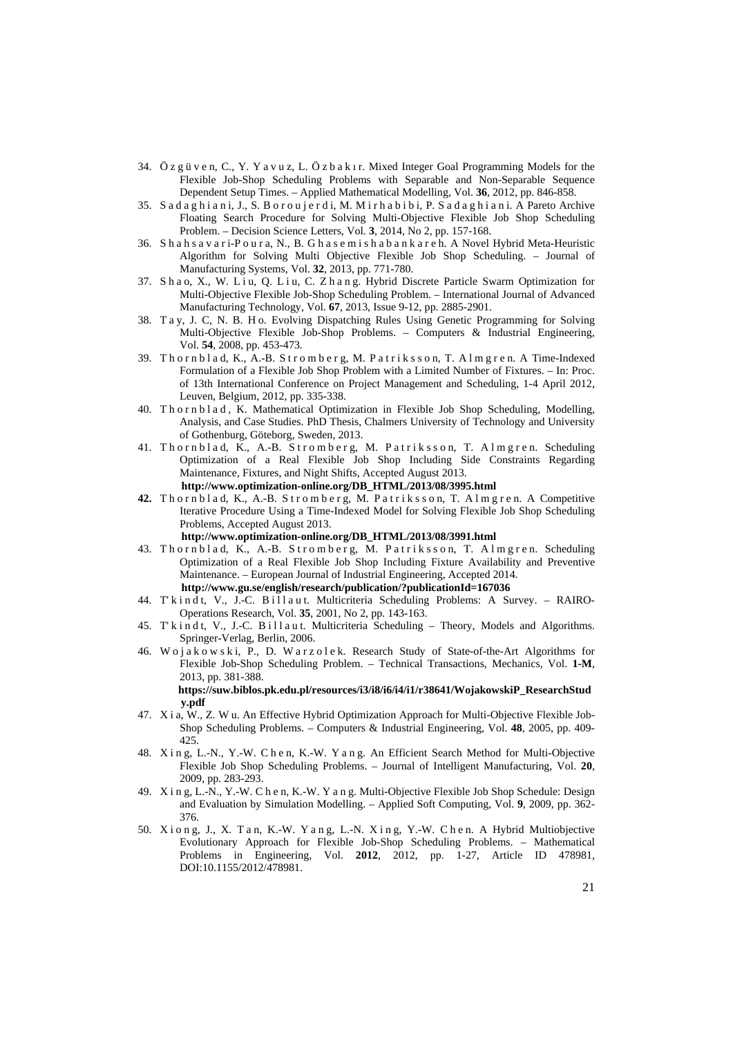34. Ö z g ü v e n, C., Y. Y a v u z, L. Ö z b a k ı r. Mixed Integer Goal Programming Models for the Flexible Job-Shop Scheduling Problems with Separable and Non-Separable Sequence Dependent Setup Times. – Applied Mathematical Modelling, Vol. **36**, 2012, pp. 846-858.
35. S a d a g h i a n i, J., S. B o r o u j e r d i, M. M i r h a b i b i, P. S a d a g h i a n i. A Pareto Archive Floating Search Procedure for Solving Multi-Objective Flexible Job Shop Scheduling Problem. – Decision Science Letters, Vol. **3**, 2014, No 2, pp. 157-168.
36. S h a h s a v a r i-P o u r a, N., B. G h a s e m i s h a b a n k a r e h. A Novel Hybrid Meta-Heuristic Algorithm for Solving Multi Objective Flexible Job Shop Scheduling. – Journal of Manufacturing Systems, Vol. **32**, 2013, pp. 771-780.
37. S h a o, X., W. L i u, Q. L i u, C. Z h a n g. Hybrid Discrete Particle Swarm Optimization for Multi-Objective Flexible Job-Shop Scheduling Problem. – International Journal of Advanced Manufacturing Technology, Vol. **67**, 2013, Issue 9-12, pp. 2885-2901.
38. T a y, J. C, N. B. H o. Evolving Dispatching Rules Using Genetic Programming for Solving Multi-Objective Flexible Job-Shop Problems. – Computers & Industrial Engineering, Vol. **54**, 2008, pp. 453-473.
39. T h o r n b l a d, K., A.-B. S t r o m b e r g, M. P a t r i k s s o n, T. A l m g r e n. A Time-Indexed Formulation of a Flexible Job Shop Problem with a Limited Number of Fixtures. – In: Proc. of 13th International Conference on Project Management and Scheduling, 1-4 April 2012, Leuven, Belgium, 2012, pp. 335-338.
40. T h o r n b l a d , K. Mathematical Optimization in Flexible Job Shop Scheduling, Modelling, Analysis, and Case Studies. PhD Thesis, Chalmers University of Technology and University of Gothenburg, Göteborg, Sweden, 2013.
41. T h o r n b l a d, K., A.-B. S t r o m b e r g, M. P a t r i k s s o n, T. A l m g r e n. Scheduling Optimization of a Real Flexible Job Shop Including Side Constraints Regarding Maintenance, Fixtures, and Night Shifts, Accepted August 2013. **http://www.optimization-online.org/DB_HTML/2013/08/3995.html**
42. T h o r n b l a d, K., A.-B. S t r o m b e r g, M. P a t r i k s s o n, T. A l m g r e n. A Competitive Iterative Procedure Using a Time-Indexed Model for Solving Flexible Job Shop Scheduling Problems, Accepted August 2013. **http://www.optimization-online.org/DB_HTML/2013/08/3991.html**
43. T h o r n b l a d, K., A.-B. S t r o m b e r g, M. P a t r i k s s o n, T. A l m g r e n. Scheduling Optimization of a Real Flexible Job Shop Including Fixture Availability and Preventive Maintenance. – European Journal of Industrial Engineering, Accepted 2014. **http://www.gu.se/english/research/publication/?publicationId=167036**
44. T' k i n d t, V., J.-C. B i l l a u t. Multicriteria Scheduling Problems: A Survey. – RAIRO-Operations Research, Vol. **35**, 2001, No 2, pp. 143-163.
45. T' k i n d t, V., J.-C. B i l l a u t. Multicriteria Scheduling – Theory, Models and Algorithms. Springer-Verlag, Berlin, 2006.
46. W o j a k o w s k i, P., D. W a r z o l e k. Research Study of State-of-the-Art Algorithms for Flexible Job-Shop Scheduling Problem. – Technical Transactions, Mechanics, Vol. **1-M**, 2013, pp. 381-388. **https://suw.biblos.pk.edu.pl/resources/i3/i8/i6/i4/i1/r38641/WojakowskiP_ResearchStudy.pdf**
47. X i a, W., Z. W u. An Effective Hybrid Optimization Approach for Multi-Objective Flexible Job-Shop Scheduling Problems. – Computers & Industrial Engineering, Vol. **48**, 2005, pp. 409-425.
48. X i n g, L.-N., Y.-W. C h e n, K.-W. Y a n g. An Efficient Search Method for Multi-Objective Flexible Job Shop Scheduling Problems. – Journal of Intelligent Manufacturing, Vol. **20**, 2009, pp. 283-293.
49. X i n g, L.-N., Y.-W. C h e n, K.-W. Y a n g. Multi-Objective Flexible Job Shop Schedule: Design and Evaluation by Simulation Modelling. – Applied Soft Computing, Vol. **9**, 2009, pp. 362-376.
50. X i o n g, J., X. T a n, K.-W. Y a n g, L.-N. X i n g, Y.-W. C h e n. A Hybrid Multiobjective Evolutionary Approach for Flexible Job-Shop Scheduling Problems. – Mathematical Problems in Engineering, Vol. **2012**, 2012, pp. 1-27, Article ID 478981, DOI:10.1155/2012/478981.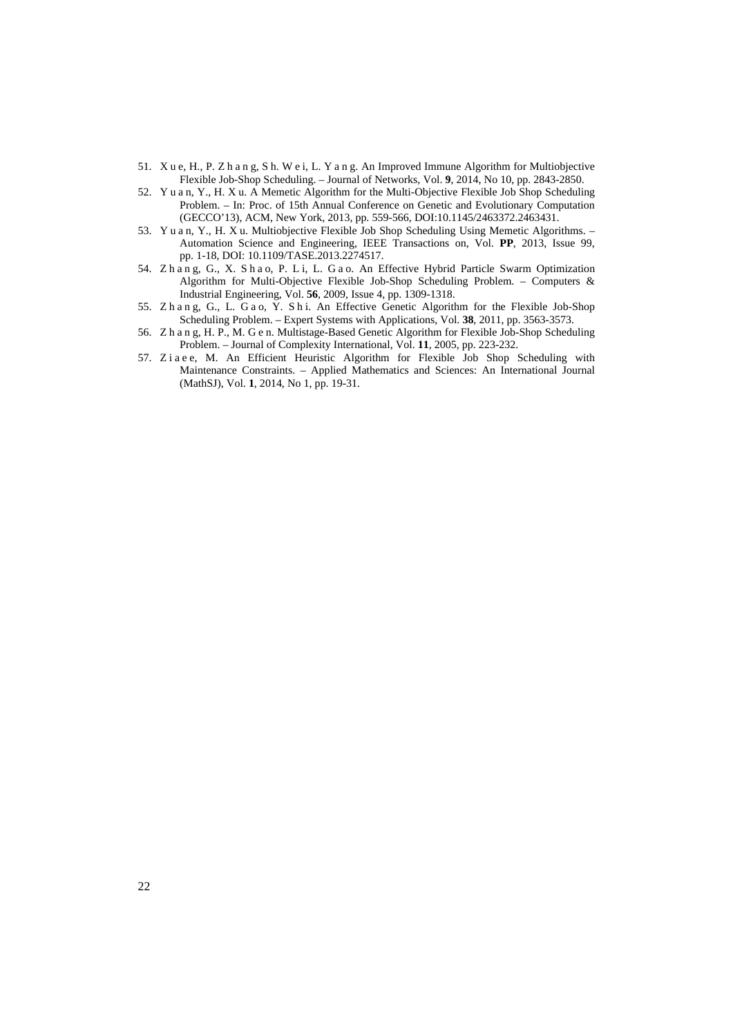51. X u e, H., P. Z h a n g, S h. W e i, L. Y a n g. An Improved Immune Algorithm for Multiobjective Flexible Job-Shop Scheduling. – Journal of Networks, Vol. **9**, 2014, No 10, pp. 2843-2850.
52. Y u a n, Y., H. X u. A Memetic Algorithm for the Multi-Objective Flexible Job Shop Scheduling Problem. – In: Proc. of 15th Annual Conference on Genetic and Evolutionary Computation (GECCO'13), ACM, New York, 2013, pp. 559-566, DOI:10.1145/2463372.2463431.
53. Y u a n, Y., H. X u. Multiobjective Flexible Job Shop Scheduling Using Memetic Algorithms. – Automation Science and Engineering, IEEE Transactions on, Vol. **PP**, 2013, Issue 99, pp. 1-18, DOI: 10.1109/TASE.2013.2274517.
54. Z h a n g, G., X. S h a o, P. L i, L. G a o. An Effective Hybrid Particle Swarm Optimization Algorithm for Multi-Objective Flexible Job-Shop Scheduling Problem. – Computers & Industrial Engineering, Vol. **56**, 2009, Issue 4, pp. 1309-1318.
55. Z h a n g, G., L. G a o, Y. S h i. An Effective Genetic Algorithm for the Flexible Job-Shop Scheduling Problem. – Expert Systems with Applications, Vol. **38**, 2011, pp. 3563-3573.
56. Z h a n g, H. P., M. G e n. Multistage-Based Genetic Algorithm for Flexible Job-Shop Scheduling Problem. – Journal of Complexity International, Vol. **11**, 2005, pp. 223-232.
57. Z i a e e, M. An Efficient Heuristic Algorithm for Flexible Job Shop Scheduling with Maintenance Constraints. – Applied Mathematics and Sciences: An International Journal (MathSJ), Vol. **1**, 2014, No 1, pp. 19-31.